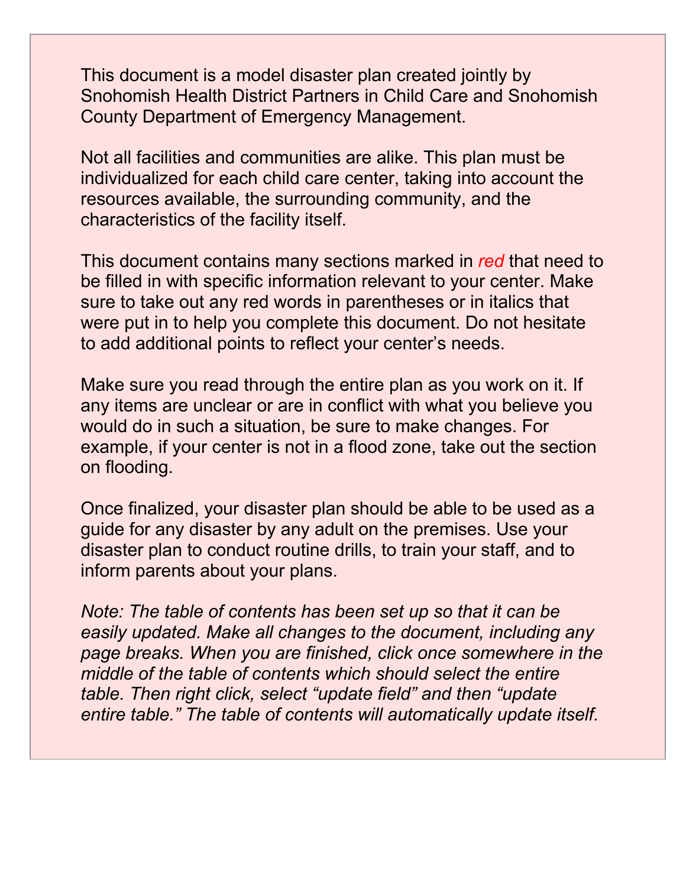This document is a model disaster plan created jointly by Snohomish Health District Partners in Child Care and Snohomish County Department of Emergency Management.

Not all facilities and communities are alike. This plan must be individualized for each child care center, taking into account the resources available, the surrounding community, and the characteristics of the facility itself.

This document contains many sections marked in *red* that need to be filled in with specific information relevant to your center. Make sure to take out any red words in parentheses or in italics that were put in to help you complete this document. Do not hesitate to add additional points to reflect your center's needs.

Make sure you read through the entire plan as you work on it. If any items are unclear or are in conflict with what you believe you would do in such a situation, be sure to make changes. For example, if your center is not in a flood zone, take out the section on flooding.

Once finalized, your disaster plan should be able to be used as a guide for any disaster by any adult on the premises. Use your disaster plan to conduct routine drills, to train your staff, and to inform parents about your plans.

*Note: The table of contents has been set up so that it can be easily updated. Make all changes to the document, including any page breaks. When you are finished, click once somewhere in the middle of the table of contents which should select the entire table. Then right click, select "update field" and then "update entire table." The table of contents will automatically update itself.*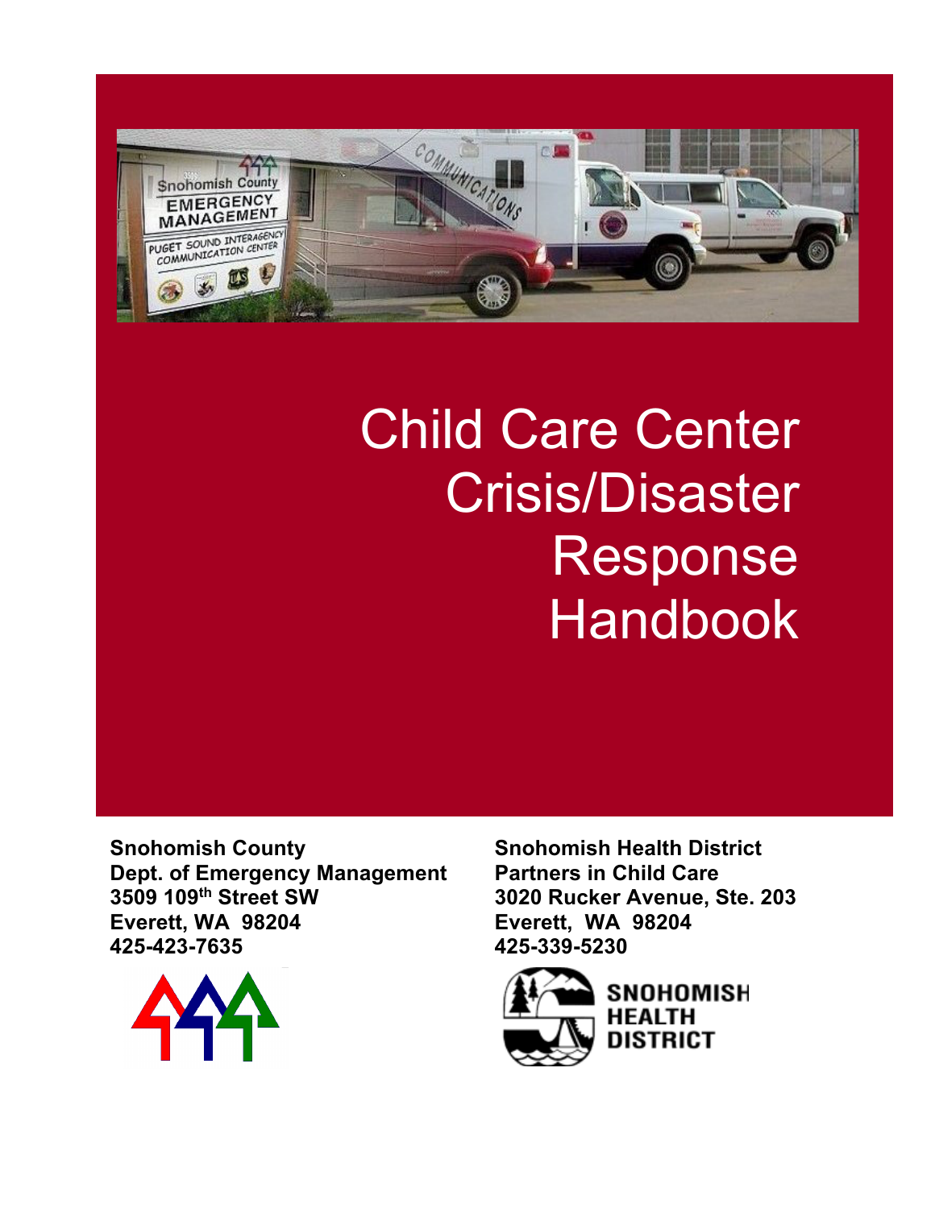# Child Care Center Crisis/Disaster Response Handbook

**Snohomish County**
**Dept. of Emergency Management**
**3509 109th Street SW**
**Everett, WA 98204**
**425-423-7635**

**Snohomish Health District**
**Partners in Child Care**
**3020 Rucker Avenue, Ste. 203**
**Everett, WA 98204**
**425-339-5230**

SNOHOMISH HEALTH DISTRICT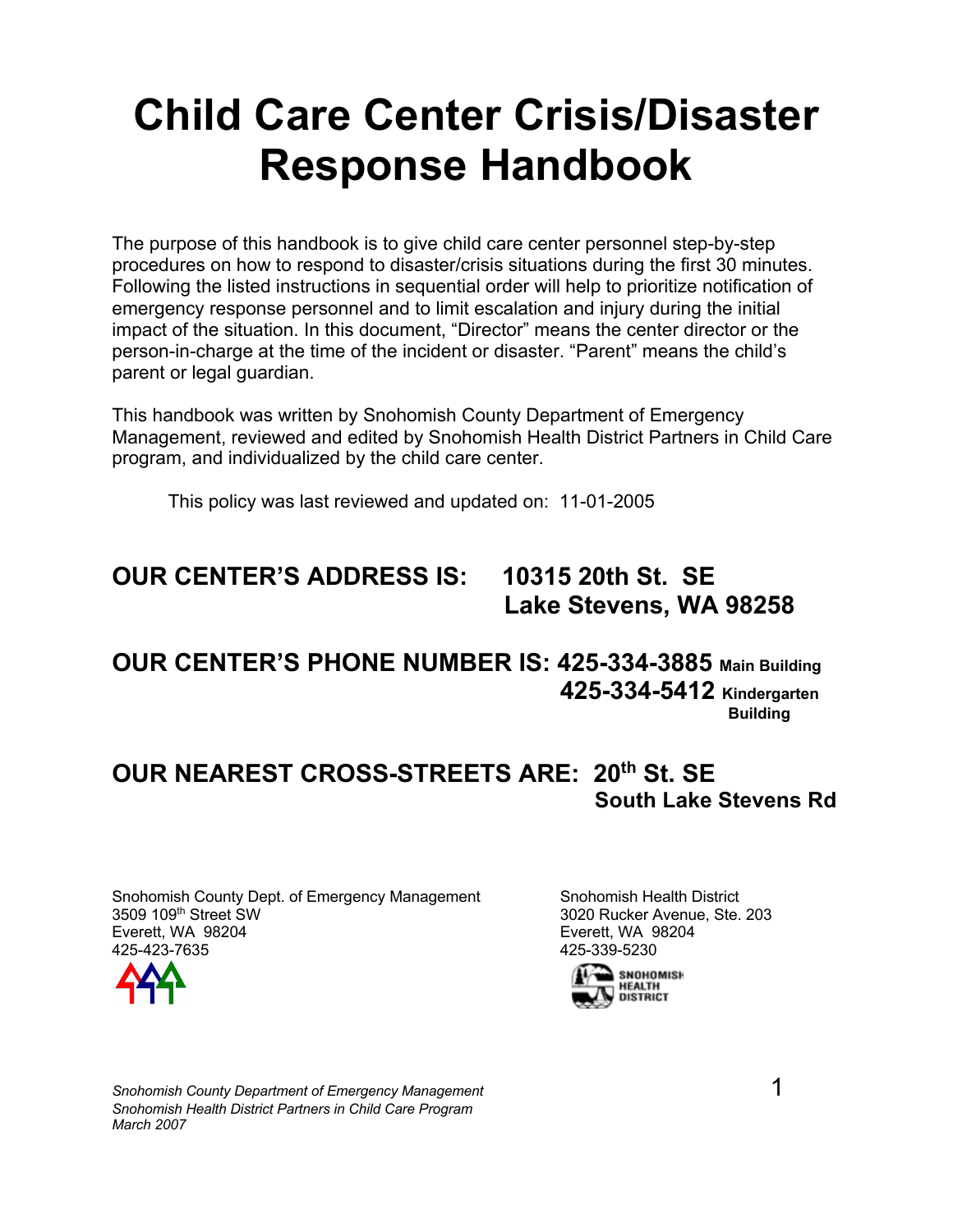# Child Care Center Crisis/Disaster Response Handbook

The purpose of this handbook is to give child care center personnel step-by-step procedures on how to respond to disaster/crisis situations during the first 30 minutes. Following the listed instructions in sequential order will help to prioritize notification of emergency response personnel and to limit escalation and injury during the initial impact of the situation. In this document, "Director" means the center director or the person-in-charge at the time of the incident or disaster. "Parent" means the child's parent or legal guardian.

This handbook was written by Snohomish County Department of Emergency Management, reviewed and edited by Snohomish Health District Partners in Child Care program, and individualized by the child care center.

This policy was last reviewed and updated on: 11-01-2005

**OUR CENTER'S ADDRESS IS: 10315 20th St. SE**
**Lake Stevens, WA 98258**

**OUR CENTER'S PHONE NUMBER IS: 425-334-3885 Main Building**
**425-334-5412 Kindergarten Building**

**OUR NEAREST CROSS-STREETS ARE: 20th St. SE**
**South Lake Stevens Rd**

Snohomish County Dept. of Emergency Management
3509 109th Street SW
Everett, WA 98204
425-423-7635

Snohomish Health District
3020 Rucker Avenue, Ste. 203
Everett, WA 98204
425-339-5230

*Snohomish County Department of Emergency Management*
*Snohomish Health District Partners in Child Care Program*
*March 2007*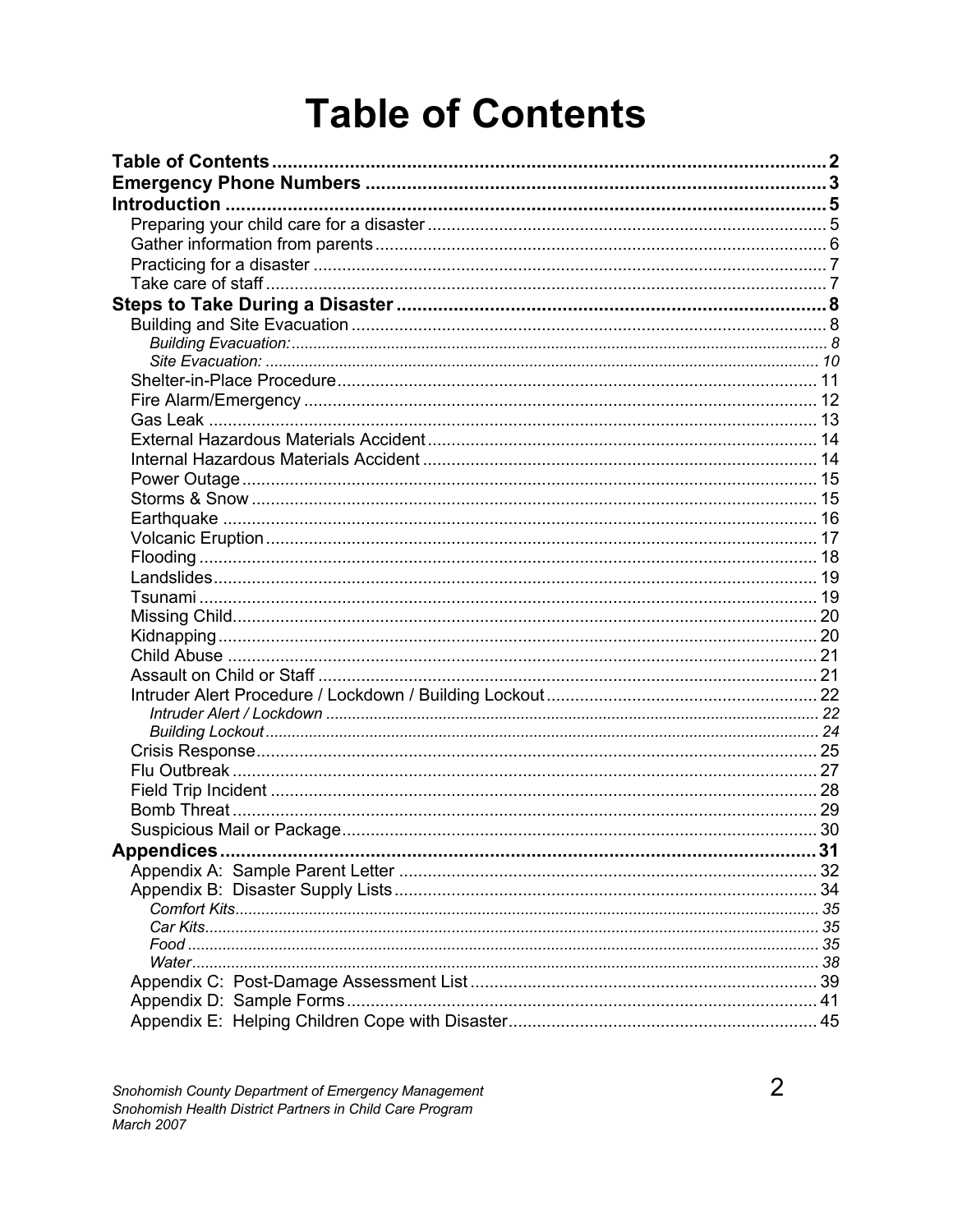# Table of Contents

- **Table of Contents** ........ 2
- **Emergency Phone Numbers** ........ 3
- **Introduction** ........ 5
  - Preparing your child care for a disaster ........ 5
  - Gather information from parents ........ 6
  - Practicing for a disaster ........ 7
  - Take care of staff ........ 7
- **Steps to Take During a Disaster** ........ 8
  - Building and Site Evacuation ........ 8
    - *Building Evacuation:* ........ 8
    - *Site Evacuation:* ........ 10
  - Shelter-in-Place Procedure ........ 11
  - Fire Alarm/Emergency ........ 12
  - Gas Leak ........ 13
  - External Hazardous Materials Accident ........ 14
  - Internal Hazardous Materials Accident ........ 14
  - Power Outage ........ 15
  - Storms & Snow ........ 15
  - Earthquake ........ 16
  - Volcanic Eruption ........ 17
  - Flooding ........ 18
  - Landslides ........ 19
  - Tsunami ........ 19
  - Missing Child ........ 20
  - Kidnapping ........ 20
  - Child Abuse ........ 21
  - Assault on Child or Staff ........ 21
  - Intruder Alert Procedure / Lockdown / Building Lockout ........ 22
    - *Intruder Alert / Lockdown* ........ 22
    - *Building Lockout* ........ 24
  - Crisis Response ........ 25
  - Flu Outbreak ........ 27
  - Field Trip Incident ........ 28
  - Bomb Threat ........ 29
  - Suspicious Mail or Package ........ 30
- **Appendices** ........ 31
  - Appendix A: Sample Parent Letter ........ 32
  - Appendix B: Disaster Supply Lists ........ 34
    - *Comfort Kits* ........ 35
    - *Car Kits* ........ 35
    - *Food* ........ 35
    - *Water* ........ 38
  - Appendix C: Post-Damage Assessment List ........ 39
  - Appendix D: Sample Forms ........ 41
  - Appendix E: Helping Children Cope with Disaster ........ 45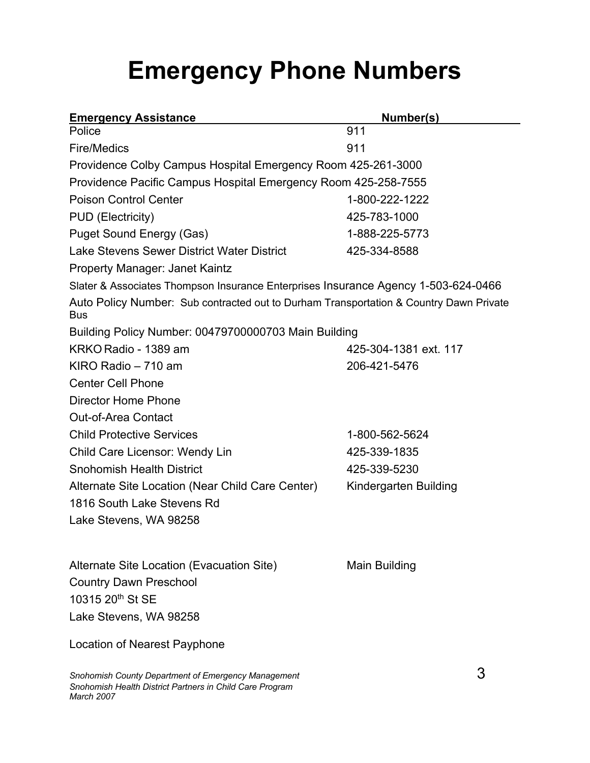# Emergency Phone Numbers

| Emergency Assistance | Number(s) |
| --- | --- |
| Police | 911 |
| Fire/Medics | 911 |
| Providence Colby Campus Hospital Emergency Room | 425-261-3000 |
| Providence Pacific Campus Hospital Emergency Room | 425-258-7555 |
| Poison Control Center | 1-800-222-1222 |
| PUD (Electricity) | 425-783-1000 |
| Puget Sound Energy (Gas) | 1-888-225-5773 |
| Lake Stevens Sewer District Water District | 425-334-8588 |
| Property Manager: Janet Kaintz | |
| Slater & Associates Thompson Insurance Enterprises Insurance Agency | 1-503-624-0466 |
| Auto Policy Number: Sub contracted out to Durham Transportation & Country Dawn Private Bus | |
| Building Policy Number: 00479700000703 Main Building | |
| KRKO Radio - 1389 am | 425-304-1381 ext. 117 |
| KIRO Radio – 710 am | 206-421-5476 |
| Center Cell Phone | |
| Director Home Phone | |
| Out-of-Area Contact | |
| Child Protective Services | 1-800-562-5624 |
| Child Care Licensor: Wendy Lin | 425-339-1835 |
| Snohomish Health District | 425-339-5230 |
| Alternate Site Location (Near Child Care Center) | Kindergarten Building |

1816 South Lake Stevens Rd
Lake Stevens, WA 98258

Alternate Site Location (Evacuation Site) — Main Building
Country Dawn Preschool
10315 20th St SE
Lake Stevens, WA 98258

Location of Nearest Payphone

*Snohomish County Department of Emergency Management*
*Snohomish Health District Partners in Child Care Program*
*March 2007*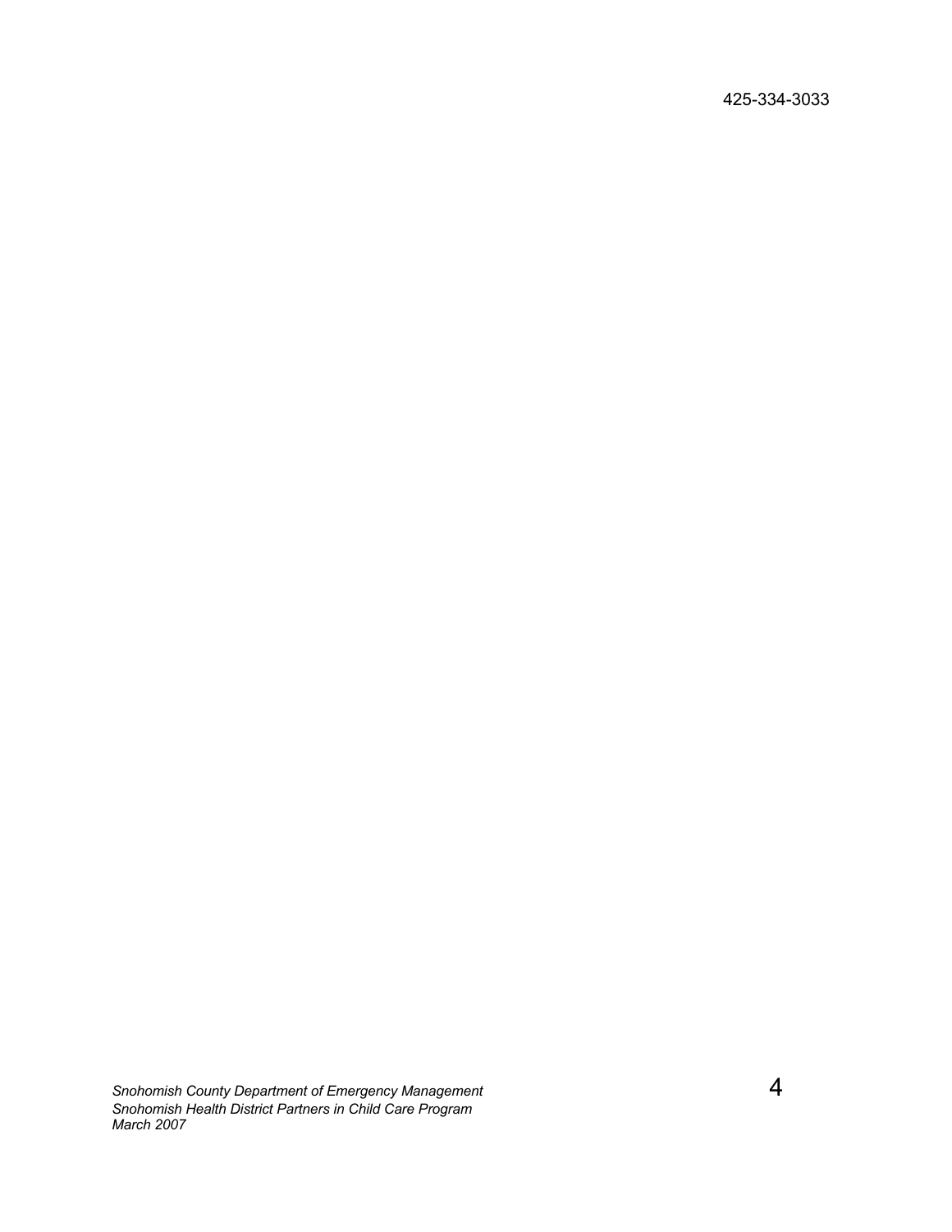425-334-3033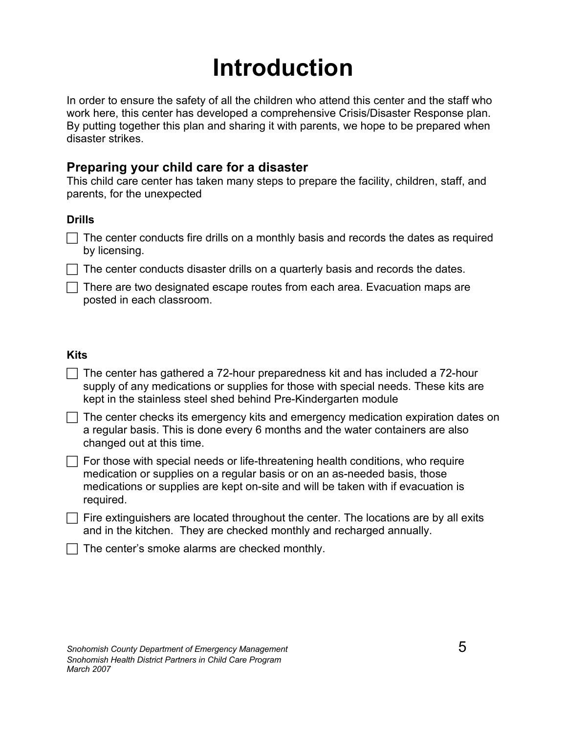# Introduction

In order to ensure the safety of all the children who attend this center and the staff who work here, this center has developed a comprehensive Crisis/Disaster Response plan. By putting together this plan and sharing it with parents, we hope to be prepared when disaster strikes.

## Preparing your child care for a disaster

This child care center has taken many steps to prepare the facility, children, staff, and parents, for the unexpected

### Drills

- [ ] The center conducts fire drills on a monthly basis and records the dates as required by licensing.
- [ ] The center conducts disaster drills on a quarterly basis and records the dates.
- [ ] There are two designated escape routes from each area. Evacuation maps are posted in each classroom.

### Kits

- [ ] The center has gathered a 72-hour preparedness kit and has included a 72-hour supply of any medications or supplies for those with special needs. These kits are kept in the stainless steel shed behind Pre-Kindergarten module
- [ ] The center checks its emergency kits and emergency medication expiration dates on a regular basis. This is done every 6 months and the water containers are also changed out at this time.
- [ ] For those with special needs or life-threatening health conditions, who require medication or supplies on a regular basis or on an as-needed basis, those medications or supplies are kept on-site and will be taken with if evacuation is required.
- [ ] Fire extinguishers are located throughout the center. The locations are by all exits and in the kitchen. They are checked monthly and recharged annually.
- [ ] The center's smoke alarms are checked monthly.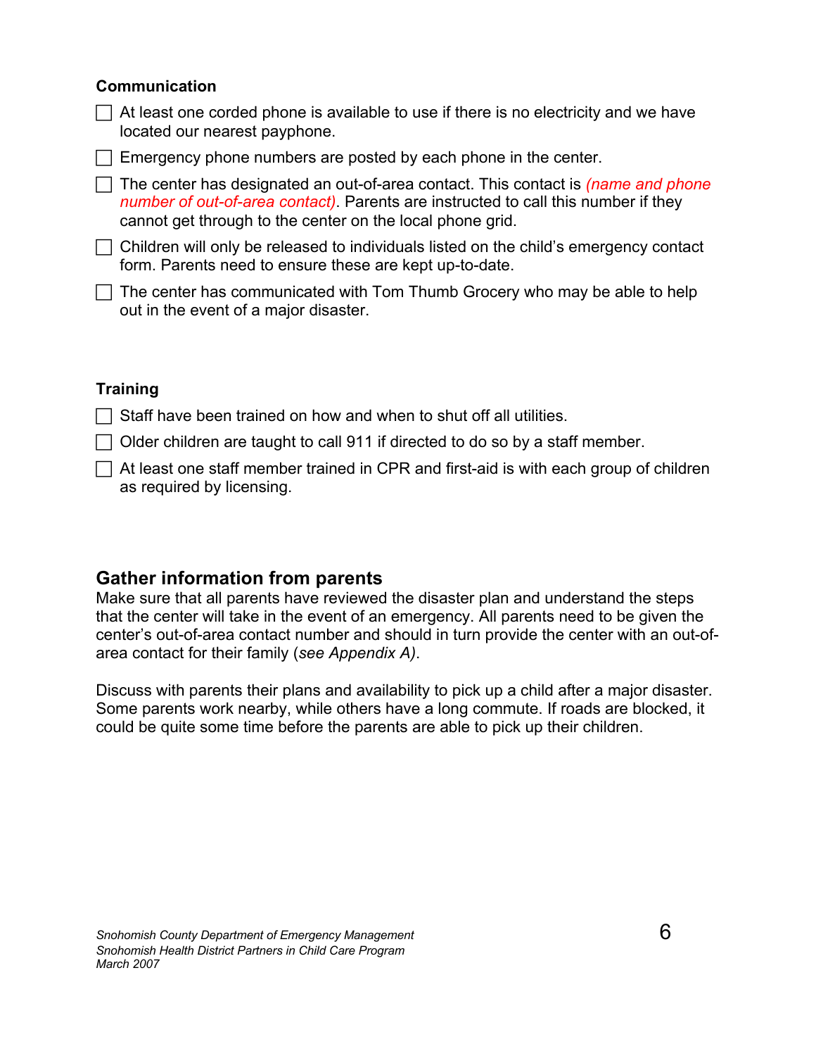**Communication**

- [ ] At least one corded phone is available to use if there is no electricity and we have located our nearest payphone.
- [ ] Emergency phone numbers are posted by each phone in the center.
- [ ] The center has designated an out-of-area contact. This contact is *(name and phone number of out-of-area contact)*. Parents are instructed to call this number if they cannot get through to the center on the local phone grid.
- [ ] Children will only be released to individuals listed on the child's emergency contact form. Parents need to ensure these are kept up-to-date.
- [ ] The center has communicated with Tom Thumb Grocery who may be able to help out in the event of a major disaster.

**Training**

- [ ] Staff have been trained on how and when to shut off all utilities.
- [ ] Older children are taught to call 911 if directed to do so by a staff member.
- [ ] At least one staff member trained in CPR and first-aid is with each group of children as required by licensing.

## Gather information from parents

Make sure that all parents have reviewed the disaster plan and understand the steps that the center will take in the event of an emergency. All parents need to be given the center's out-of-area contact number and should in turn provide the center with an out-of-area contact for their family (*see Appendix A)*.

Discuss with parents their plans and availability to pick up a child after a major disaster. Some parents work nearby, while others have a long commute. If roads are blocked, it could be quite some time before the parents are able to pick up their children.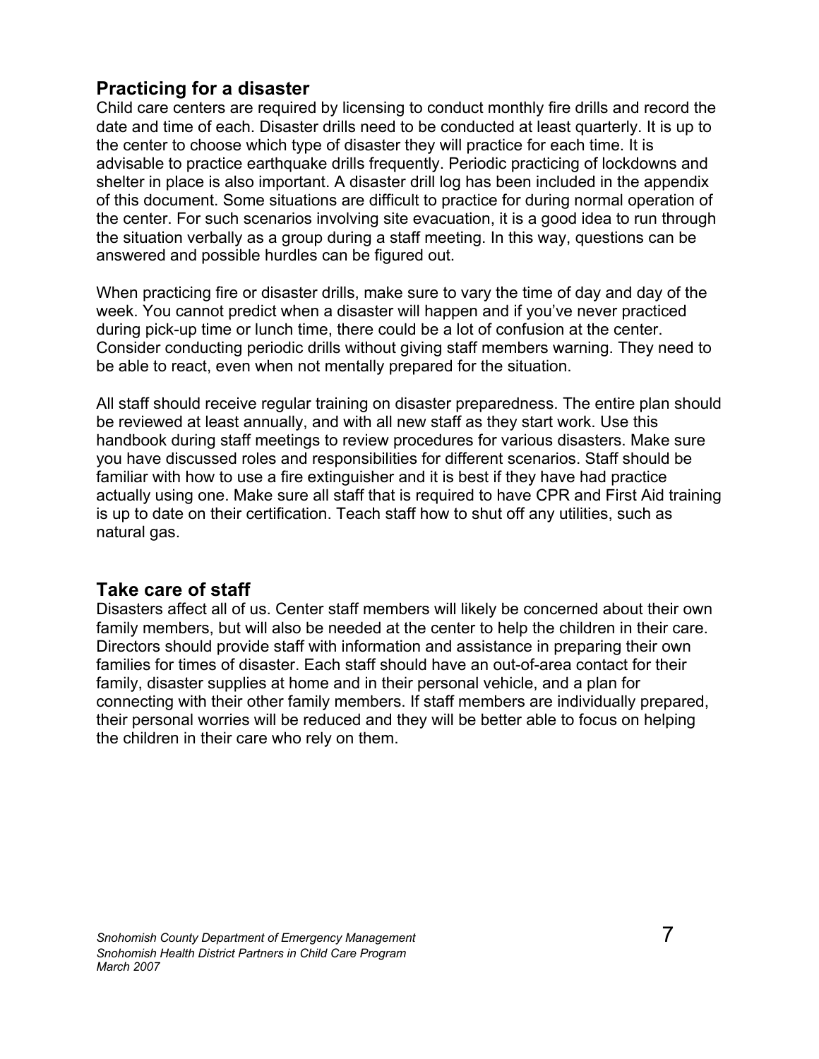## Practicing for a disaster

Child care centers are required by licensing to conduct monthly fire drills and record the date and time of each. Disaster drills need to be conducted at least quarterly. It is up to the center to choose which type of disaster they will practice for each time. It is advisable to practice earthquake drills frequently. Periodic practicing of lockdowns and shelter in place is also important. A disaster drill log has been included in the appendix of this document. Some situations are difficult to practice for during normal operation of the center. For such scenarios involving site evacuation, it is a good idea to run through the situation verbally as a group during a staff meeting. In this way, questions can be answered and possible hurdles can be figured out.

When practicing fire or disaster drills, make sure to vary the time of day and day of the week. You cannot predict when a disaster will happen and if you've never practiced during pick-up time or lunch time, there could be a lot of confusion at the center. Consider conducting periodic drills without giving staff members warning. They need to be able to react, even when not mentally prepared for the situation.

All staff should receive regular training on disaster preparedness. The entire plan should be reviewed at least annually, and with all new staff as they start work. Use this handbook during staff meetings to review procedures for various disasters. Make sure you have discussed roles and responsibilities for different scenarios. Staff should be familiar with how to use a fire extinguisher and it is best if they have had practice actually using one. Make sure all staff that is required to have CPR and First Aid training is up to date on their certification. Teach staff how to shut off any utilities, such as natural gas.

## Take care of staff

Disasters affect all of us. Center staff members will likely be concerned about their own family members, but will also be needed at the center to help the children in their care. Directors should provide staff with information and assistance in preparing their own families for times of disaster. Each staff should have an out-of-area contact for their family, disaster supplies at home and in their personal vehicle, and a plan for connecting with their other family members. If staff members are individually prepared, their personal worries will be reduced and they will be better able to focus on helping the children in their care who rely on them.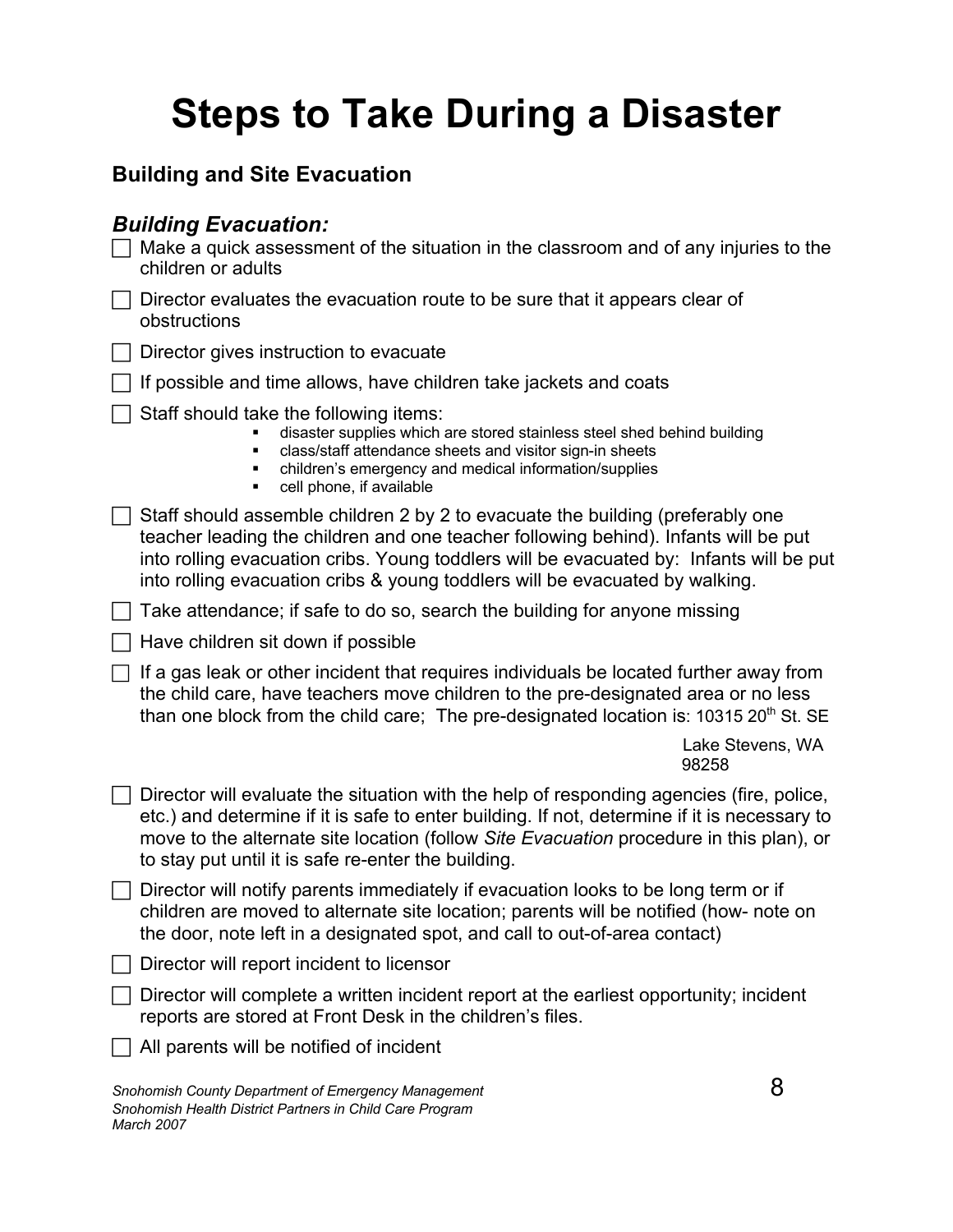# Steps to Take During a Disaster

## Building and Site Evacuation

### *Building Evacuation:*

- ☐ Make a quick assessment of the situation in the classroom and of any injuries to the children or adults
- ☐ Director evaluates the evacuation route to be sure that it appears clear of obstructions
- ☐ Director gives instruction to evacuate
- ☐ If possible and time allows, have children take jackets and coats
- ☐ Staff should take the following items:
  - disaster supplies which are stored stainless steel shed behind building
  - class/staff attendance sheets and visitor sign-in sheets
  - children's emergency and medical information/supplies
  - cell phone, if available
- ☐ Staff should assemble children 2 by 2 to evacuate the building (preferably one teacher leading the children and one teacher following behind). Infants will be put into rolling evacuation cribs. Young toddlers will be evacuated by: Infants will be put into rolling evacuation cribs & young toddlers will be evacuated by walking.
- ☐ Take attendance; if safe to do so, search the building for anyone missing
- ☐ Have children sit down if possible
- ☐ If a gas leak or other incident that requires individuals be located further away from the child care, have teachers move children to the pre-designated area or no less than one block from the child care; The pre-designated location is: 10315 20th St. SE Lake Stevens, WA 98258
- ☐ Director will evaluate the situation with the help of responding agencies (fire, police, etc.) and determine if it is safe to enter building. If not, determine if it is necessary to move to the alternate site location (follow *Site Evacuation* procedure in this plan), or to stay put until it is safe re-enter the building.
- ☐ Director will notify parents immediately if evacuation looks to be long term or if children are moved to alternate site location; parents will be notified (how- note on the door, note left in a designated spot, and call to out-of-area contact)
- ☐ Director will report incident to licensor
- ☐ Director will complete a written incident report at the earliest opportunity; incident reports are stored at Front Desk in the children's files.
- ☐ All parents will be notified of incident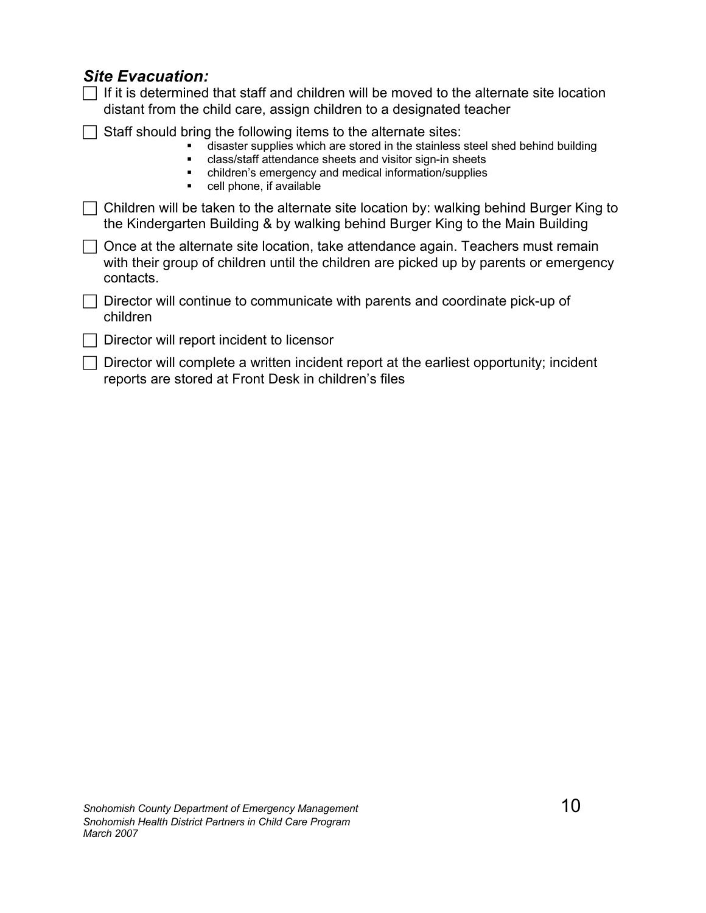### *Site Evacuation:*

- [ ] If it is determined that staff and children will be moved to the alternate site location distant from the child care, assign children to a designated teacher
- [ ] Staff should bring the following items to the alternate sites:
  - disaster supplies which are stored in the stainless steel shed behind building
  - class/staff attendance sheets and visitor sign-in sheets
  - children's emergency and medical information/supplies
  - cell phone, if available
- [ ] Children will be taken to the alternate site location by: walking behind Burger King to the Kindergarten Building & by walking behind Burger King to the Main Building
- [ ] Once at the alternate site location, take attendance again. Teachers must remain with their group of children until the children are picked up by parents or emergency contacts.
- [ ] Director will continue to communicate with parents and coordinate pick-up of children
- [ ] Director will report incident to licensor
- [ ] Director will complete a written incident report at the earliest opportunity; incident reports are stored at Front Desk in children's files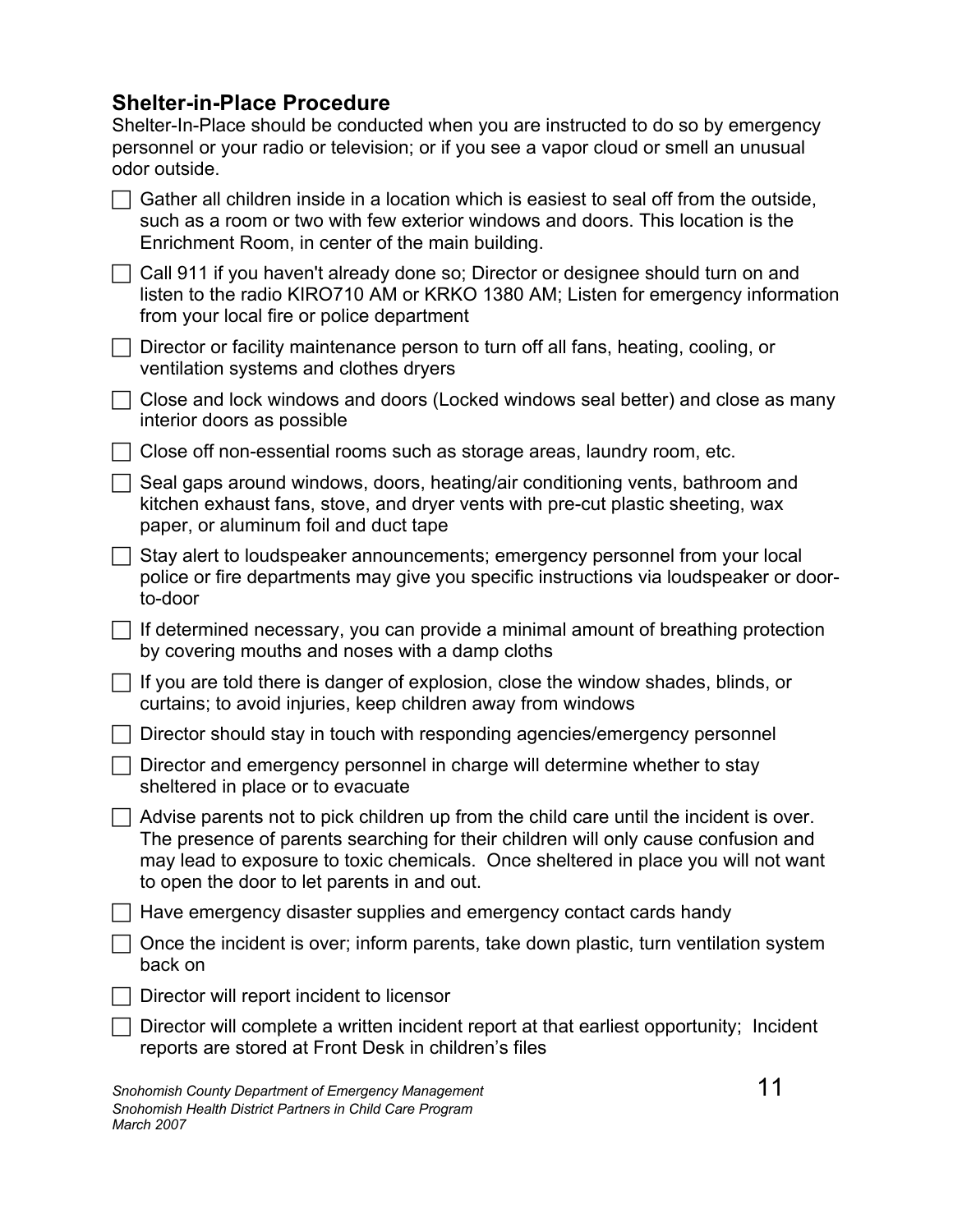## Shelter-in-Place Procedure

Shelter-In-Place should be conducted when you are instructed to do so by emergency personnel or your radio or television; or if you see a vapor cloud or smell an unusual odor outside.

- [ ] Gather all children inside in a location which is easiest to seal off from the outside, such as a room or two with few exterior windows and doors. This location is the Enrichment Room, in center of the main building.
- [ ] Call 911 if you haven't already done so; Director or designee should turn on and listen to the radio KIRO710 AM or KRKO 1380 AM; Listen for emergency information from your local fire or police department
- [ ] Director or facility maintenance person to turn off all fans, heating, cooling, or ventilation systems and clothes dryers
- [ ] Close and lock windows and doors (Locked windows seal better) and close as many interior doors as possible
- [ ] Close off non-essential rooms such as storage areas, laundry room, etc.
- [ ] Seal gaps around windows, doors, heating/air conditioning vents, bathroom and kitchen exhaust fans, stove, and dryer vents with pre-cut plastic sheeting, wax paper, or aluminum foil and duct tape
- [ ] Stay alert to loudspeaker announcements; emergency personnel from your local police or fire departments may give you specific instructions via loudspeaker or door-to-door
- [ ] If determined necessary, you can provide a minimal amount of breathing protection by covering mouths and noses with a damp cloths
- [ ] If you are told there is danger of explosion, close the window shades, blinds, or curtains; to avoid injuries, keep children away from windows
- [ ] Director should stay in touch with responding agencies/emergency personnel
- [ ] Director and emergency personnel in charge will determine whether to stay sheltered in place or to evacuate
- [ ] Advise parents not to pick children up from the child care until the incident is over. The presence of parents searching for their children will only cause confusion and may lead to exposure to toxic chemicals. Once sheltered in place you will not want to open the door to let parents in and out.
- [ ] Have emergency disaster supplies and emergency contact cards handy
- [ ] Once the incident is over; inform parents, take down plastic, turn ventilation system back on
- [ ] Director will report incident to licensor
- [ ] Director will complete a written incident report at that earliest opportunity; Incident reports are stored at Front Desk in children's files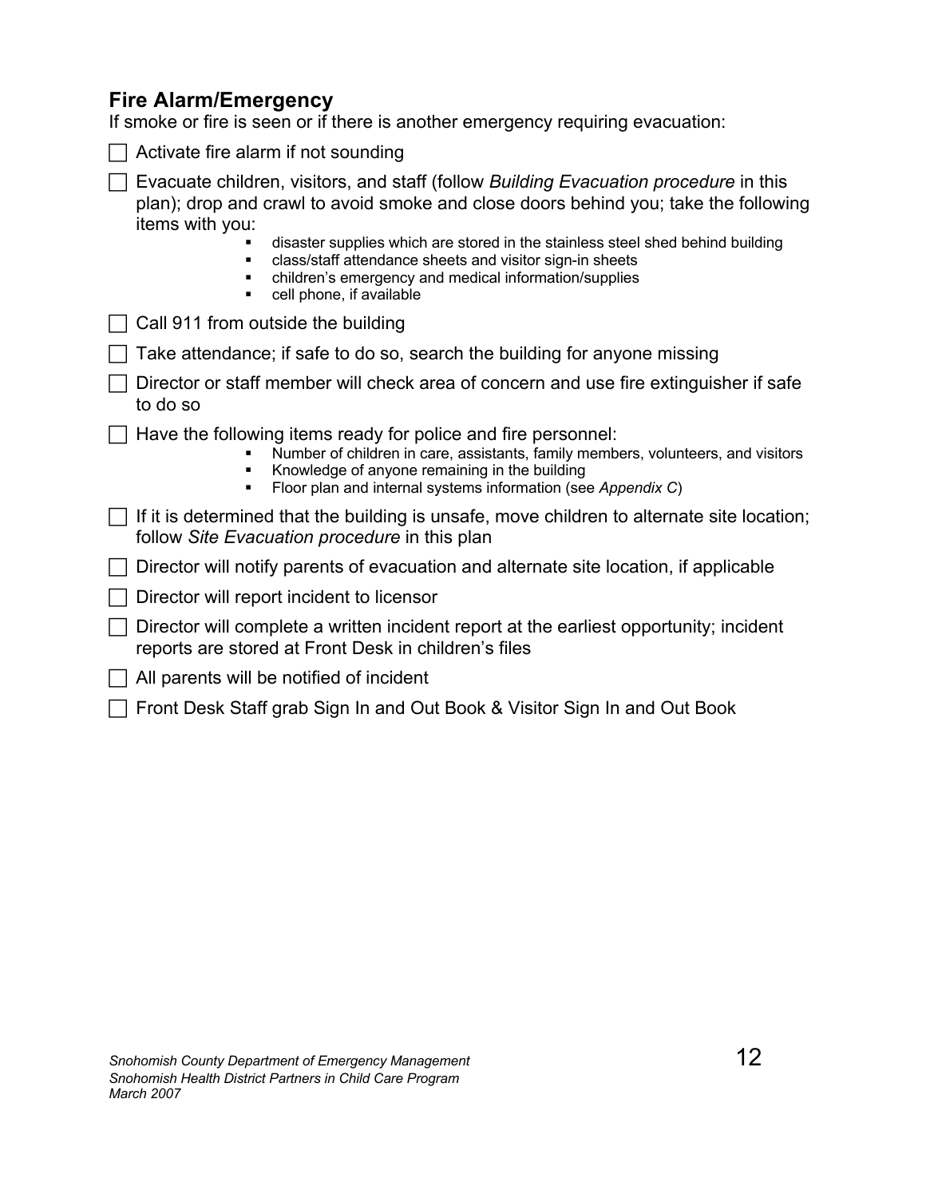## Fire Alarm/Emergency

If smoke or fire is seen or if there is another emergency requiring evacuation:

- [ ] Activate fire alarm if not sounding
- [ ] Evacuate children, visitors, and staff (follow *Building Evacuation procedure* in this plan); drop and crawl to avoid smoke and close doors behind you; take the following items with you:
    - disaster supplies which are stored in the stainless steel shed behind building
    - class/staff attendance sheets and visitor sign-in sheets
    - children's emergency and medical information/supplies
    - cell phone, if available
- [ ] Call 911 from outside the building
- [ ] Take attendance; if safe to do so, search the building for anyone missing
- [ ] Director or staff member will check area of concern and use fire extinguisher if safe to do so
- [ ] Have the following items ready for police and fire personnel:
    - Number of children in care, assistants, family members, volunteers, and visitors
    - Knowledge of anyone remaining in the building
    - Floor plan and internal systems information (see *Appendix C*)
- [ ] If it is determined that the building is unsafe, move children to alternate site location; follow *Site Evacuation procedure* in this plan
- [ ] Director will notify parents of evacuation and alternate site location, if applicable
- [ ] Director will report incident to licensor
- [ ] Director will complete a written incident report at the earliest opportunity; incident reports are stored at Front Desk in children's files
- [ ] All parents will be notified of incident
- [ ] Front Desk Staff grab Sign In and Out Book & Visitor Sign In and Out Book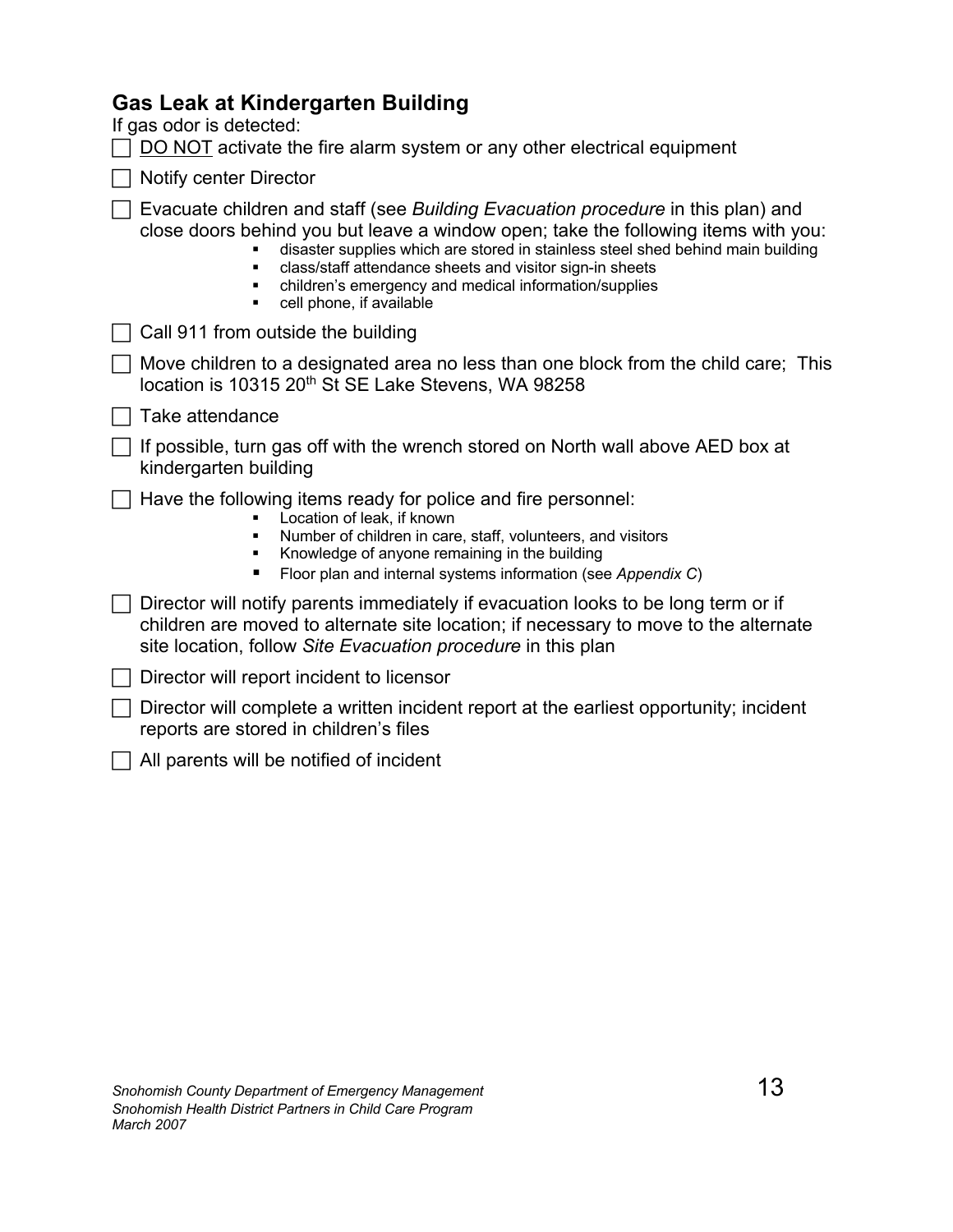## Gas Leak at Kindergarten Building

If gas odor is detected:

- [ ] DO NOT activate the fire alarm system or any other electrical equipment
- [ ] Notify center Director
- [ ] Evacuate children and staff (see *Building Evacuation procedure* in this plan) and close doors behind you but leave a window open; take the following items with you:
  - disaster supplies which are stored in stainless steel shed behind main building
  - class/staff attendance sheets and visitor sign-in sheets
  - children's emergency and medical information/supplies
  - cell phone, if available
- [ ] Call 911 from outside the building
- [ ] Move children to a designated area no less than one block from the child care; This location is 10315 20th St SE Lake Stevens, WA 98258
- [ ] Take attendance
- [ ] If possible, turn gas off with the wrench stored on North wall above AED box at kindergarten building
- [ ] Have the following items ready for police and fire personnel:
  - Location of leak, if known
  - Number of children in care, staff, volunteers, and visitors
  - Knowledge of anyone remaining in the building
  - Floor plan and internal systems information (see *Appendix C*)
- [ ] Director will notify parents immediately if evacuation looks to be long term or if children are moved to alternate site location; if necessary to move to the alternate site location, follow *Site Evacuation procedure* in this plan
- [ ] Director will report incident to licensor
- [ ] Director will complete a written incident report at the earliest opportunity; incident reports are stored in children's files
- [ ] All parents will be notified of incident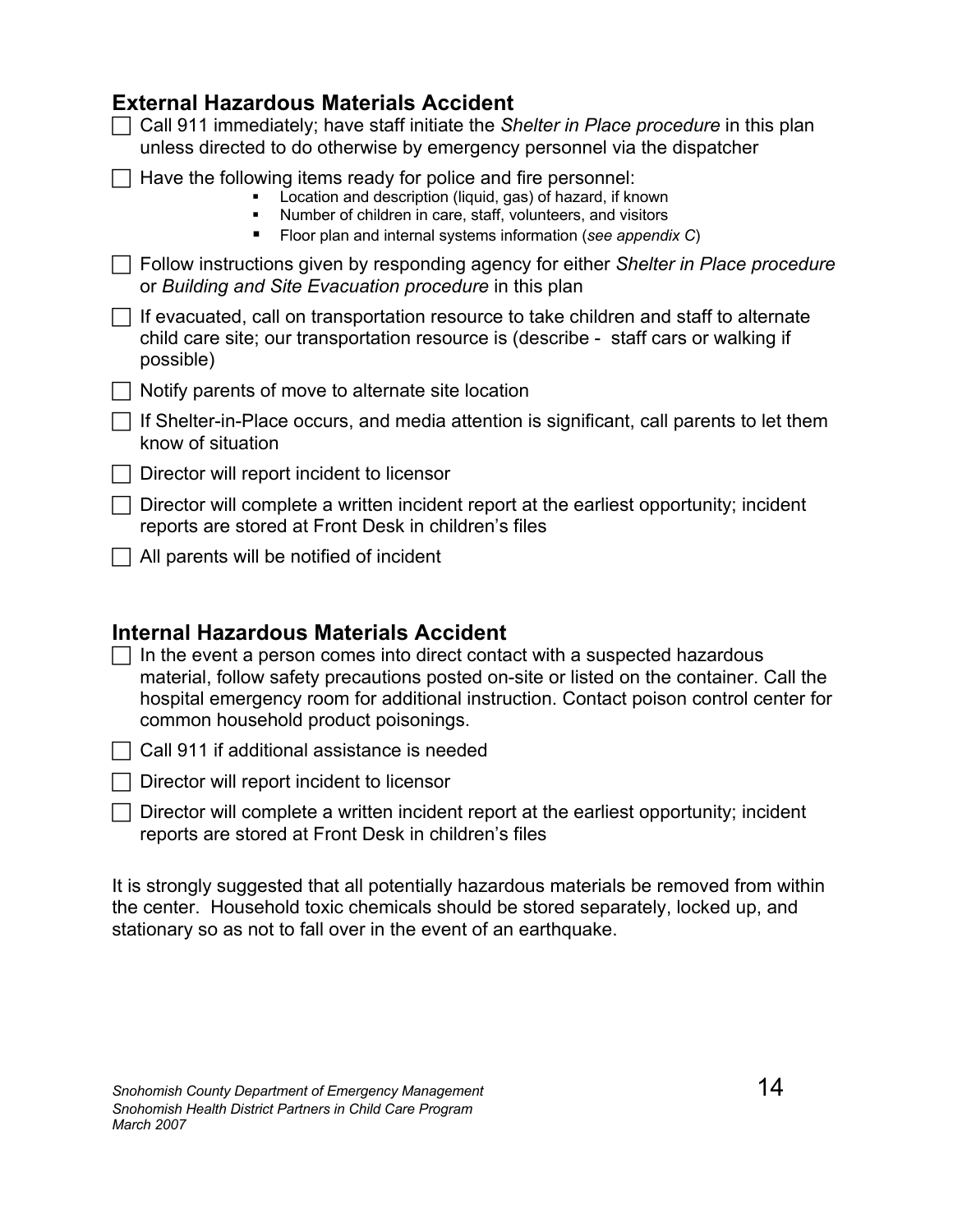## External Hazardous Materials Accident

- [ ] Call 911 immediately; have staff initiate the *Shelter in Place procedure* in this plan unless directed to do otherwise by emergency personnel via the dispatcher
- [ ] Have the following items ready for police and fire personnel:
  - Location and description (liquid, gas) of hazard, if known
  - Number of children in care, staff, volunteers, and visitors
  - Floor plan and internal systems information (*see appendix C*)
- [ ] Follow instructions given by responding agency for either *Shelter in Place procedure* or *Building and Site Evacuation procedure* in this plan
- [ ] If evacuated, call on transportation resource to take children and staff to alternate child care site; our transportation resource is (describe - staff cars or walking if possible)
- [ ] Notify parents of move to alternate site location
- [ ] If Shelter-in-Place occurs, and media attention is significant, call parents to let them know of situation
- [ ] Director will report incident to licensor
- [ ] Director will complete a written incident report at the earliest opportunity; incident reports are stored at Front Desk in children's files
- [ ] All parents will be notified of incident

## Internal Hazardous Materials Accident

- [ ] In the event a person comes into direct contact with a suspected hazardous material, follow safety precautions posted on-site or listed on the container. Call the hospital emergency room for additional instruction. Contact poison control center for common household product poisonings.
- [ ] Call 911 if additional assistance is needed
- [ ] Director will report incident to licensor
- [ ] Director will complete a written incident report at the earliest opportunity; incident reports are stored at Front Desk in children's files

It is strongly suggested that all potentially hazardous materials be removed from within the center. Household toxic chemicals should be stored separately, locked up, and stationary so as not to fall over in the event of an earthquake.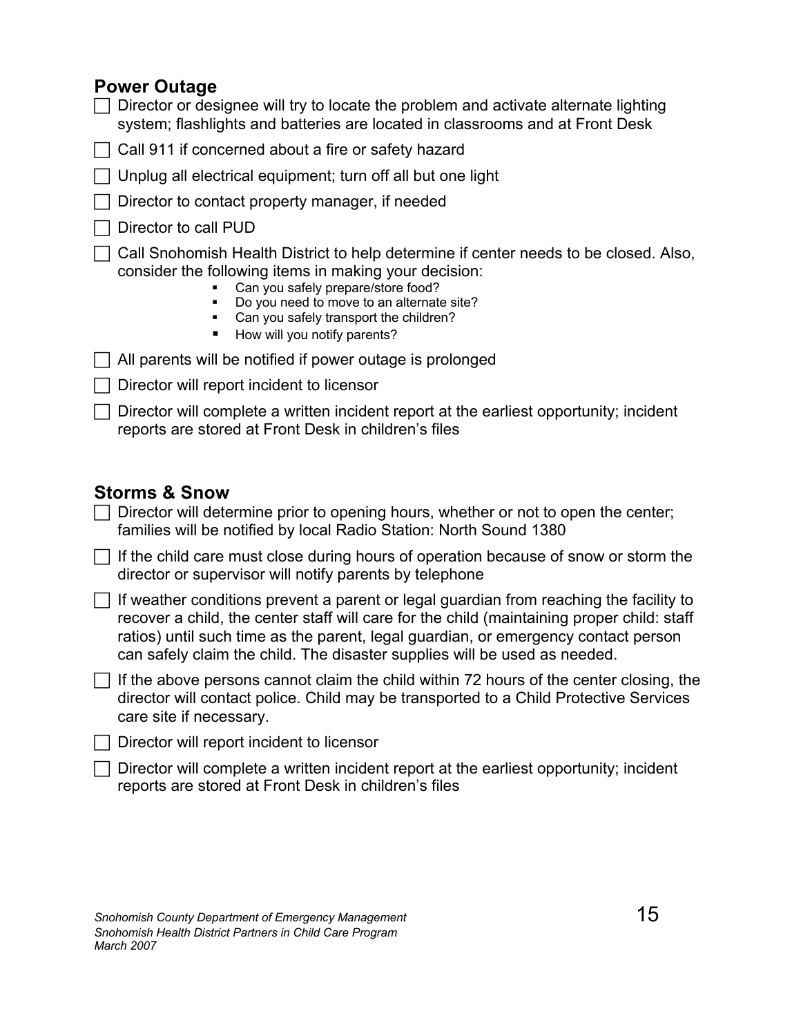## Power Outage

- [ ] Director or designee will try to locate the problem and activate alternate lighting system; flashlights and batteries are located in classrooms and at Front Desk
- [ ] Call 911 if concerned about a fire or safety hazard
- [ ] Unplug all electrical equipment; turn off all but one light
- [ ] Director to contact property manager, if needed
- [ ] Director to call PUD
- [ ] Call Snohomish Health District to help determine if center needs to be closed. Also, consider the following items in making your decision:
  - Can you safely prepare/store food?
  - Do you need to move to an alternate site?
  - Can you safely transport the children?
  - How will you notify parents?
- [ ] All parents will be notified if power outage is prolonged
- [ ] Director will report incident to licensor
- [ ] Director will complete a written incident report at the earliest opportunity; incident reports are stored at Front Desk in children's files

## Storms & Snow

- [ ] Director will determine prior to opening hours, whether or not to open the center; families will be notified by local Radio Station: North Sound 1380
- [ ] If the child care must close during hours of operation because of snow or storm the director or supervisor will notify parents by telephone
- [ ] If weather conditions prevent a parent or legal guardian from reaching the facility to recover a child, the center staff will care for the child (maintaining proper child: staff ratios) until such time as the parent, legal guardian, or emergency contact person can safely claim the child. The disaster supplies will be used as needed.
- [ ] If the above persons cannot claim the child within 72 hours of the center closing, the director will contact police. Child may be transported to a Child Protective Services care site if necessary.
- [ ] Director will report incident to licensor
- [ ] Director will complete a written incident report at the earliest opportunity; incident reports are stored at Front Desk in children's files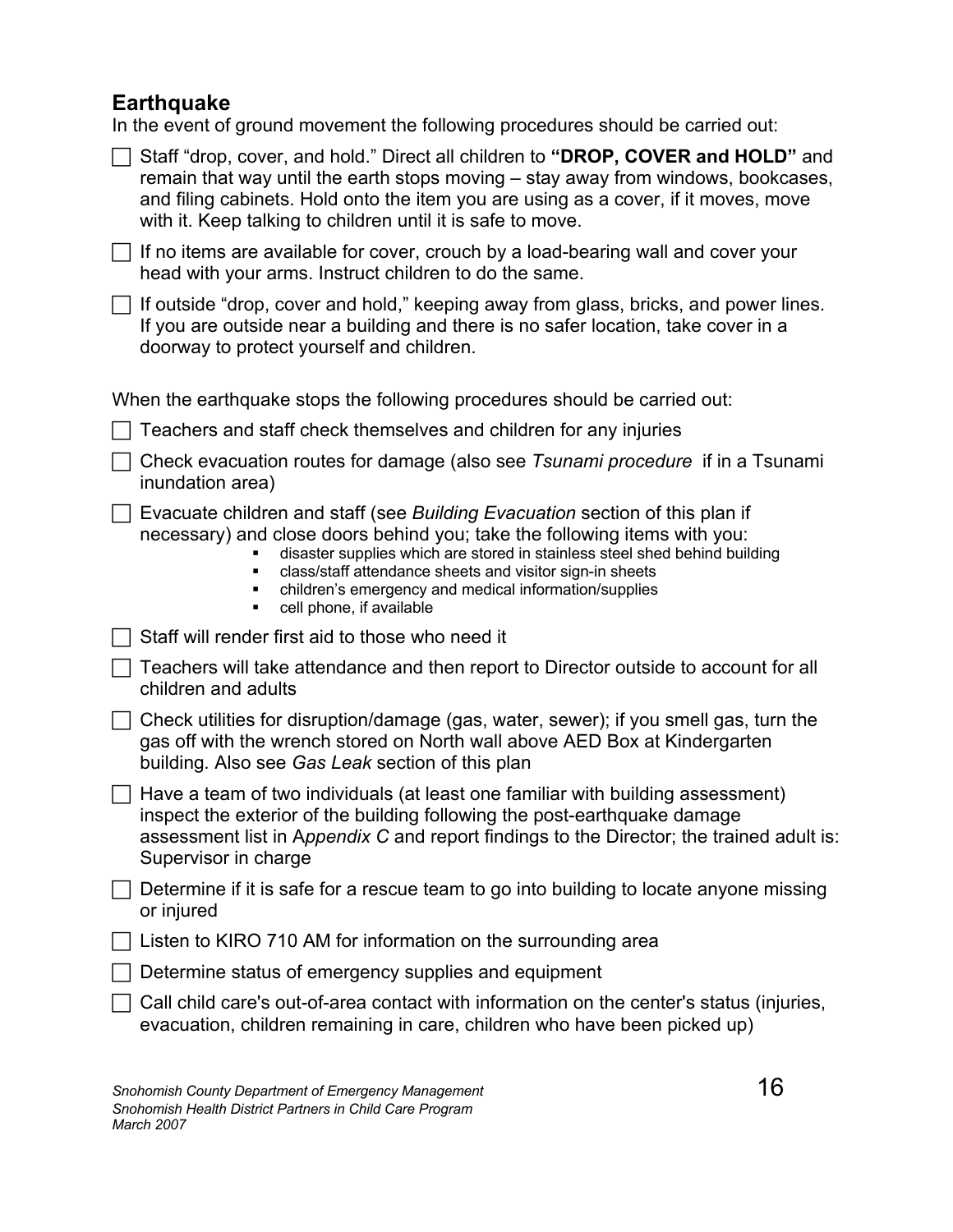## Earthquake

In the event of ground movement the following procedures should be carried out:

- [ ] Staff "drop, cover, and hold." Direct all children to **"DROP, COVER and HOLD"** and remain that way until the earth stops moving – stay away from windows, bookcases, and filing cabinets. Hold onto the item you are using as a cover, if it moves, move with it. Keep talking to children until it is safe to move.
- [ ] If no items are available for cover, crouch by a load-bearing wall and cover your head with your arms. Instruct children to do the same.
- [ ] If outside "drop, cover and hold," keeping away from glass, bricks, and power lines. If you are outside near a building and there is no safer location, take cover in a doorway to protect yourself and children.

When the earthquake stops the following procedures should be carried out:

- [ ] Teachers and staff check themselves and children for any injuries
- [ ] Check evacuation routes for damage (also see *Tsunami procedure* if in a Tsunami inundation area)
- [ ] Evacuate children and staff (see *Building Evacuation* section of this plan if necessary) and close doors behind you; take the following items with you:
  - disaster supplies which are stored in stainless steel shed behind building
  - class/staff attendance sheets and visitor sign-in sheets
  - children's emergency and medical information/supplies
  - cell phone, if available
- [ ] Staff will render first aid to those who need it
- [ ] Teachers will take attendance and then report to Director outside to account for all children and adults
- [ ] Check utilities for disruption/damage (gas, water, sewer); if you smell gas, turn the gas off with the wrench stored on North wall above AED Box at Kindergarten building. Also see *Gas Leak* section of this plan
- [ ] Have a team of two individuals (at least one familiar with building assessment) inspect the exterior of the building following the post-earthquake damage assessment list in A*ppendix C* and report findings to the Director; the trained adult is: Supervisor in charge
- [ ] Determine if it is safe for a rescue team to go into building to locate anyone missing or injured
- [ ] Listen to KIRO 710 AM for information on the surrounding area
- [ ] Determine status of emergency supplies and equipment
- [ ] Call child care's out-of-area contact with information on the center's status (injuries, evacuation, children remaining in care, children who have been picked up)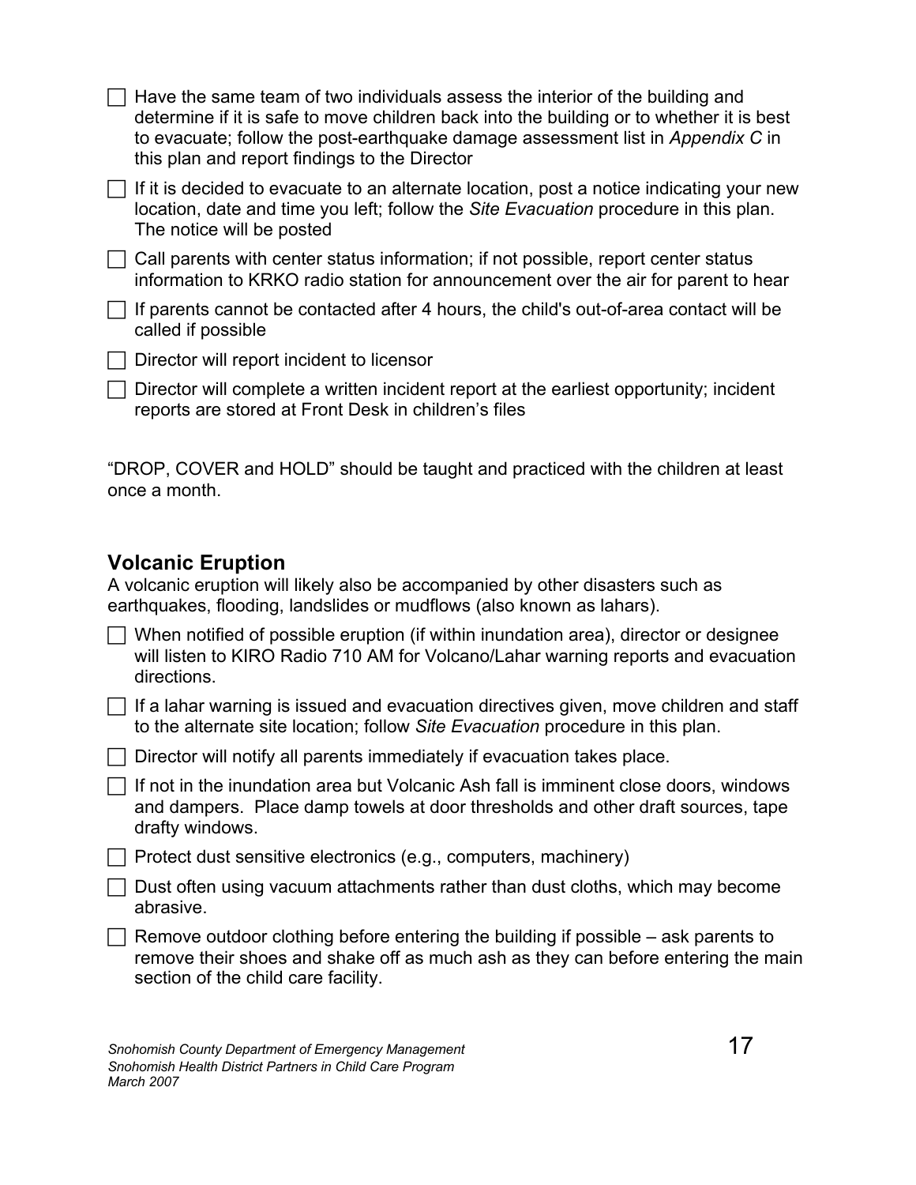- [ ] Have the same team of two individuals assess the interior of the building and determine if it is safe to move children back into the building or to whether it is best to evacuate; follow the post-earthquake damage assessment list in *Appendix C* in this plan and report findings to the Director
- [ ] If it is decided to evacuate to an alternate location, post a notice indicating your new location, date and time you left; follow the *Site Evacuation* procedure in this plan. The notice will be posted
- [ ] Call parents with center status information; if not possible, report center status information to KRKO radio station for announcement over the air for parent to hear
- [ ] If parents cannot be contacted after 4 hours, the child's out-of-area contact will be called if possible
- [ ] Director will report incident to licensor
- [ ] Director will complete a written incident report at the earliest opportunity; incident reports are stored at Front Desk in children's files

"DROP, COVER and HOLD" should be taught and practiced with the children at least once a month.

## Volcanic Eruption

A volcanic eruption will likely also be accompanied by other disasters such as earthquakes, flooding, landslides or mudflows (also known as lahars).

- [ ] When notified of possible eruption (if within inundation area), director or designee will listen to KIRO Radio 710 AM for Volcano/Lahar warning reports and evacuation directions.
- [ ] If a lahar warning is issued and evacuation directives given, move children and staff to the alternate site location; follow *Site Evacuation* procedure in this plan.
- [ ] Director will notify all parents immediately if evacuation takes place.
- [ ] If not in the inundation area but Volcanic Ash fall is imminent close doors, windows and dampers. Place damp towels at door thresholds and other draft sources, tape drafty windows.
- [ ] Protect dust sensitive electronics (e.g., computers, machinery)
- [ ] Dust often using vacuum attachments rather than dust cloths, which may become abrasive.
- [ ] Remove outdoor clothing before entering the building if possible – ask parents to remove their shoes and shake off as much ash as they can before entering the main section of the child care facility.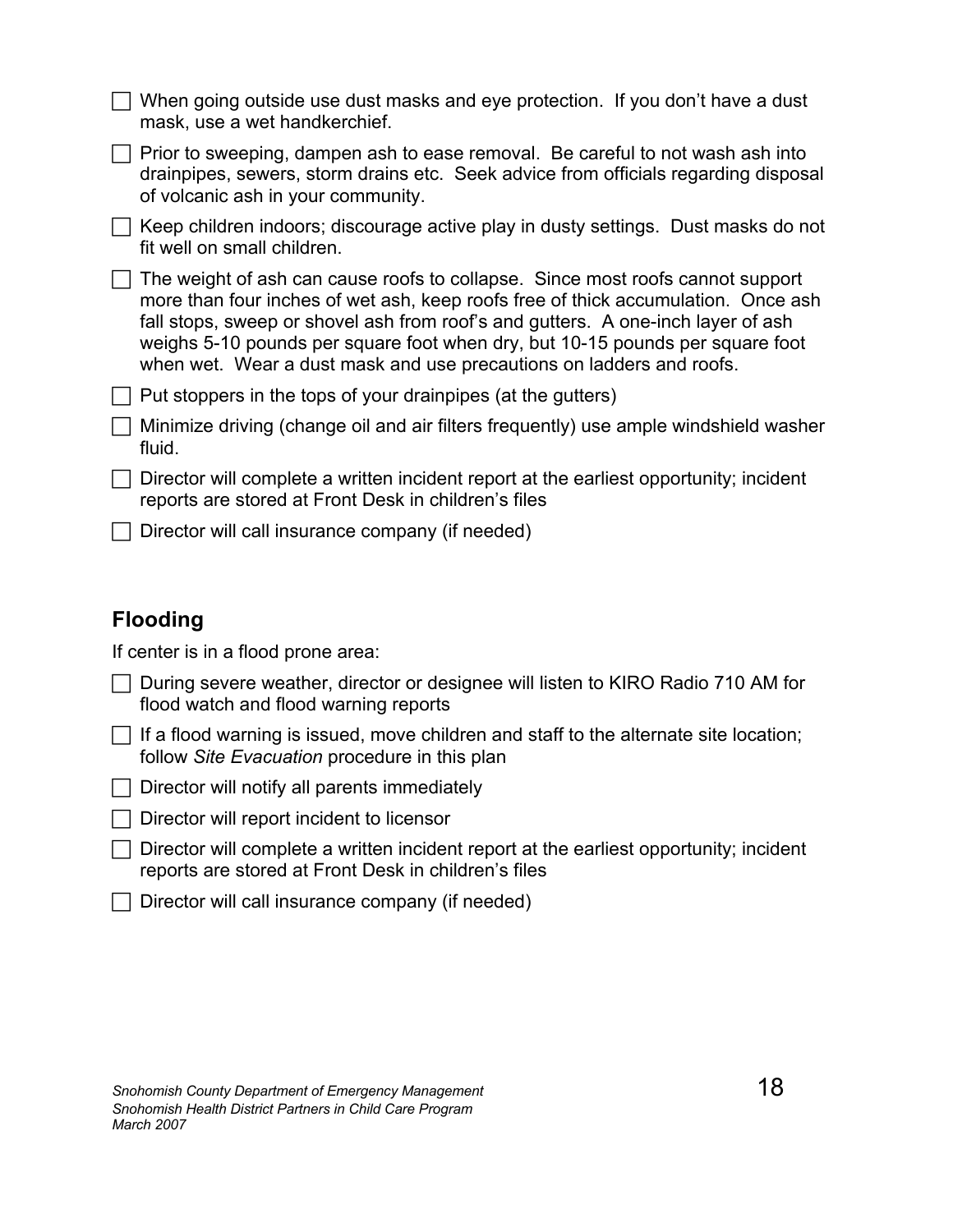- [ ] When going outside use dust masks and eye protection. If you don't have a dust mask, use a wet handkerchief.
- [ ] Prior to sweeping, dampen ash to ease removal. Be careful to not wash ash into drainpipes, sewers, storm drains etc. Seek advice from officials regarding disposal of volcanic ash in your community.
- [ ] Keep children indoors; discourage active play in dusty settings. Dust masks do not fit well on small children.
- [ ] The weight of ash can cause roofs to collapse. Since most roofs cannot support more than four inches of wet ash, keep roofs free of thick accumulation. Once ash fall stops, sweep or shovel ash from roof's and gutters. A one-inch layer of ash weighs 5-10 pounds per square foot when dry, but 10-15 pounds per square foot when wet. Wear a dust mask and use precautions on ladders and roofs.
- [ ] Put stoppers in the tops of your drainpipes (at the gutters)
- [ ] Minimize driving (change oil and air filters frequently) use ample windshield washer fluid.
- [ ] Director will complete a written incident report at the earliest opportunity; incident reports are stored at Front Desk in children's files
- [ ] Director will call insurance company (if needed)

## Flooding

If center is in a flood prone area:

- [ ] During severe weather, director or designee will listen to KIRO Radio 710 AM for flood watch and flood warning reports
- [ ] If a flood warning is issued, move children and staff to the alternate site location; follow *Site Evacuation* procedure in this plan
- [ ] Director will notify all parents immediately
- [ ] Director will report incident to licensor
- [ ] Director will complete a written incident report at the earliest opportunity; incident reports are stored at Front Desk in children's files
- [ ] Director will call insurance company (if needed)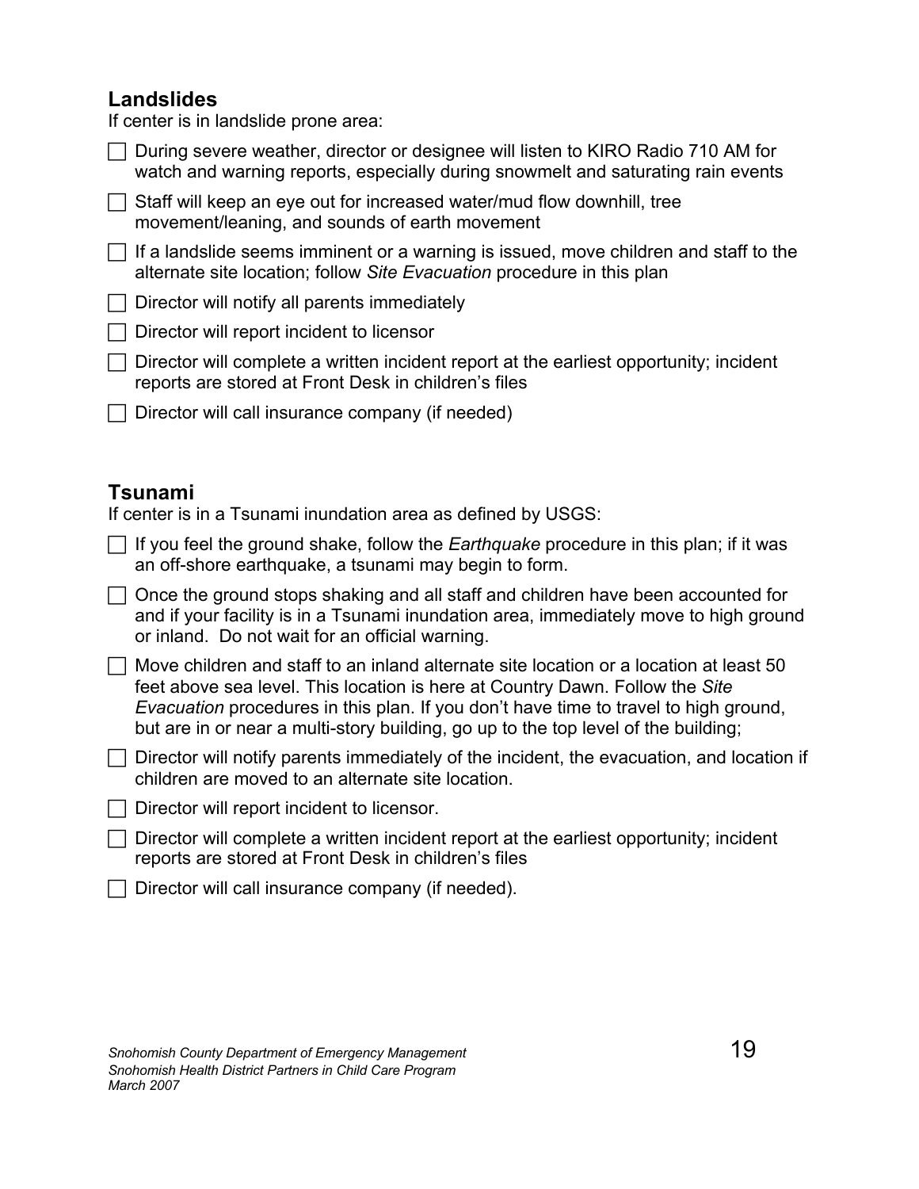## Landslides

If center is in landslide prone area:

- [ ] During severe weather, director or designee will listen to KIRO Radio 710 AM for watch and warning reports, especially during snowmelt and saturating rain events
- [ ] Staff will keep an eye out for increased water/mud flow downhill, tree movement/leaning, and sounds of earth movement
- [ ] If a landslide seems imminent or a warning is issued, move children and staff to the alternate site location; follow *Site Evacuation* procedure in this plan
- [ ] Director will notify all parents immediately
- [ ] Director will report incident to licensor
- [ ] Director will complete a written incident report at the earliest opportunity; incident reports are stored at Front Desk in children's files
- [ ] Director will call insurance company (if needed)

## Tsunami

If center is in a Tsunami inundation area as defined by USGS:

- [ ] If you feel the ground shake, follow the *Earthquake* procedure in this plan; if it was an off-shore earthquake, a tsunami may begin to form.
- [ ] Once the ground stops shaking and all staff and children have been accounted for and if your facility is in a Tsunami inundation area, immediately move to high ground or inland. Do not wait for an official warning.
- [ ] Move children and staff to an inland alternate site location or a location at least 50 feet above sea level. This location is here at Country Dawn. Follow the *Site Evacuation* procedures in this plan. If you don't have time to travel to high ground, but are in or near a multi-story building, go up to the top level of the building;
- [ ] Director will notify parents immediately of the incident, the evacuation, and location if children are moved to an alternate site location.
- [ ] Director will report incident to licensor.
- [ ] Director will complete a written incident report at the earliest opportunity; incident reports are stored at Front Desk in children's files
- [ ] Director will call insurance company (if needed).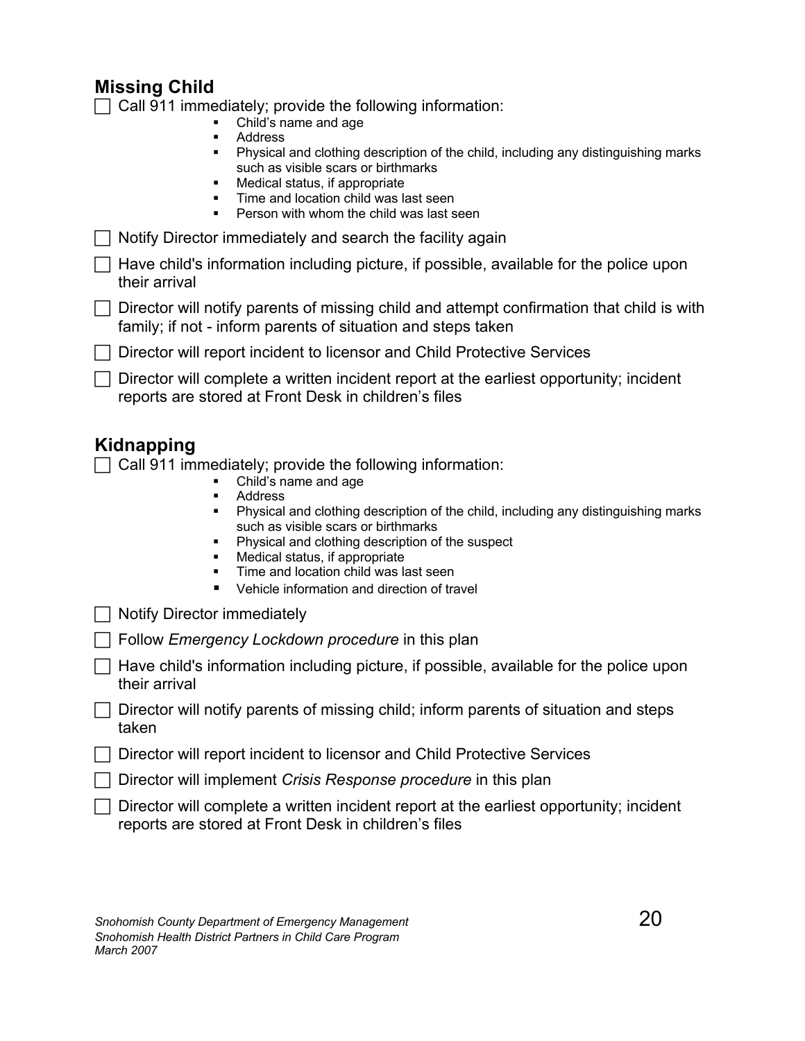## Missing Child

- [ ] Call 911 immediately; provide the following information:
  - Child's name and age
  - Address
  - Physical and clothing description of the child, including any distinguishing marks such as visible scars or birthmarks
  - Medical status, if appropriate
  - Time and location child was last seen
  - Person with whom the child was last seen
- [ ] Notify Director immediately and search the facility again
- [ ] Have child's information including picture, if possible, available for the police upon their arrival
- [ ] Director will notify parents of missing child and attempt confirmation that child is with family; if not - inform parents of situation and steps taken
- [ ] Director will report incident to licensor and Child Protective Services
- [ ] Director will complete a written incident report at the earliest opportunity; incident reports are stored at Front Desk in children's files

## Kidnapping

- [ ] Call 911 immediately; provide the following information:
  - Child's name and age
  - Address
  - Physical and clothing description of the child, including any distinguishing marks such as visible scars or birthmarks
  - Physical and clothing description of the suspect
  - Medical status, if appropriate
  - Time and location child was last seen
  - Vehicle information and direction of travel
- [ ] Notify Director immediately
- [ ] Follow *Emergency Lockdown procedure* in this plan
- [ ] Have child's information including picture, if possible, available for the police upon their arrival
- [ ] Director will notify parents of missing child; inform parents of situation and steps taken
- [ ] Director will report incident to licensor and Child Protective Services
- [ ] Director will implement *Crisis Response procedure* in this plan
- [ ] Director will complete a written incident report at the earliest opportunity; incident reports are stored at Front Desk in children's files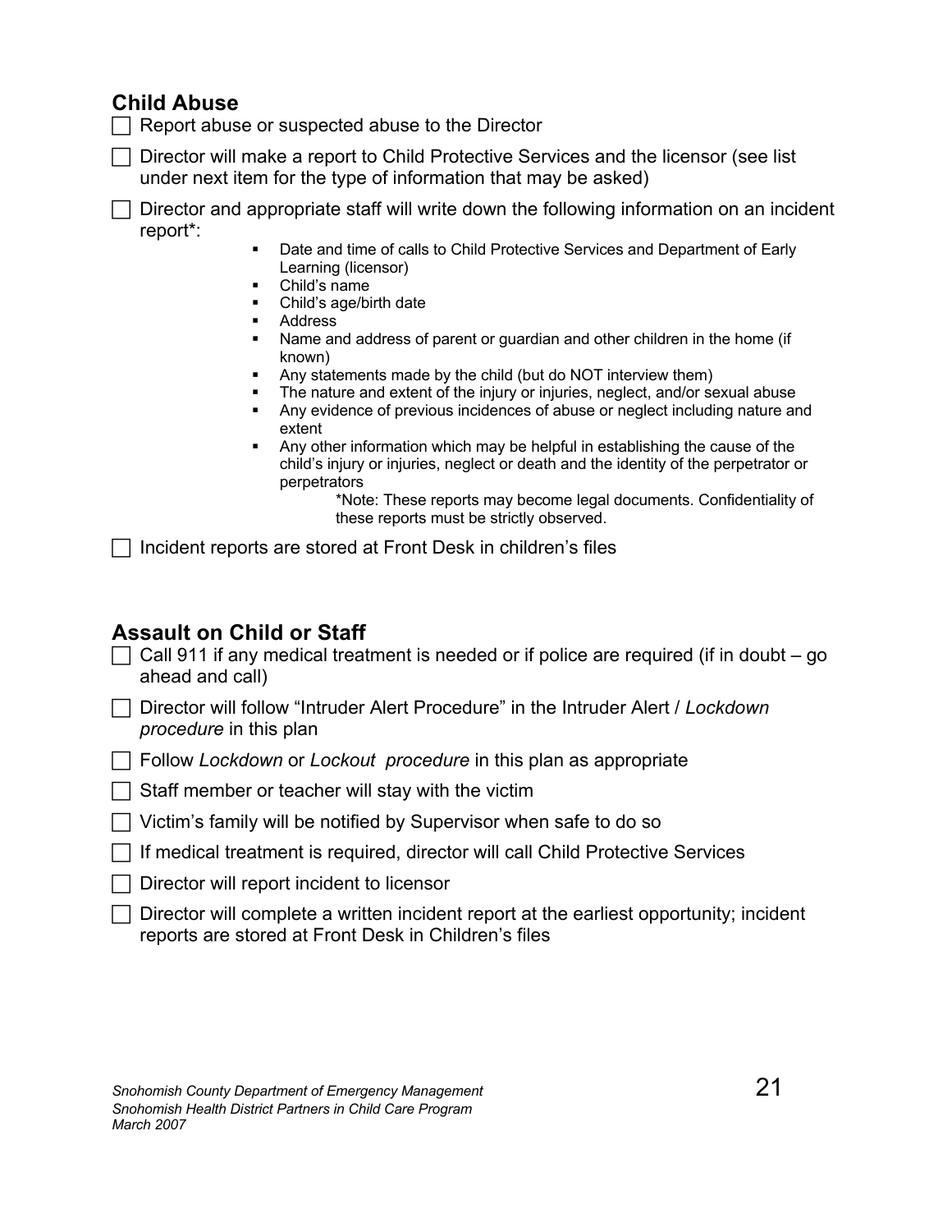## Child Abuse

- [ ] Report abuse or suspected abuse to the Director
- [ ] Director will make a report to Child Protective Services and the licensor (see list under next item for the type of information that may be asked)
- [ ] Director and appropriate staff will write down the following information on an incident report*:
    - Date and time of calls to Child Protective Services and Department of Early Learning (licensor)
    - Child's name
    - Child's age/birth date
    - Address
    - Name and address of parent or guardian and other children in the home (if known)
    - Any statements made by the child (but do NOT interview them)
    - The nature and extent of the injury or injuries, neglect, and/or sexual abuse
    - Any evidence of previous incidences of abuse or neglect including nature and extent
    - Any other information which may be helpful in establishing the cause of the child's injury or injuries, neglect or death and the identity of the perpetrator or perpetrators

      *Note: These reports may become legal documents. Confidentiality of these reports must be strictly observed.
- [ ] Incident reports are stored at Front Desk in children's files

## Assault on Child or Staff

- [ ] Call 911 if any medical treatment is needed or if police are required (if in doubt – go ahead and call)
- [ ] Director will follow "Intruder Alert Procedure" in the Intruder Alert / *Lockdown procedure* in this plan
- [ ] Follow *Lockdown* or *Lockout procedure* in this plan as appropriate
- [ ] Staff member or teacher will stay with the victim
- [ ] Victim's family will be notified by Supervisor when safe to do so
- [ ] If medical treatment is required, director will call Child Protective Services
- [ ] Director will report incident to licensor
- [ ] Director will complete a written incident report at the earliest opportunity; incident reports are stored at Front Desk in Children's files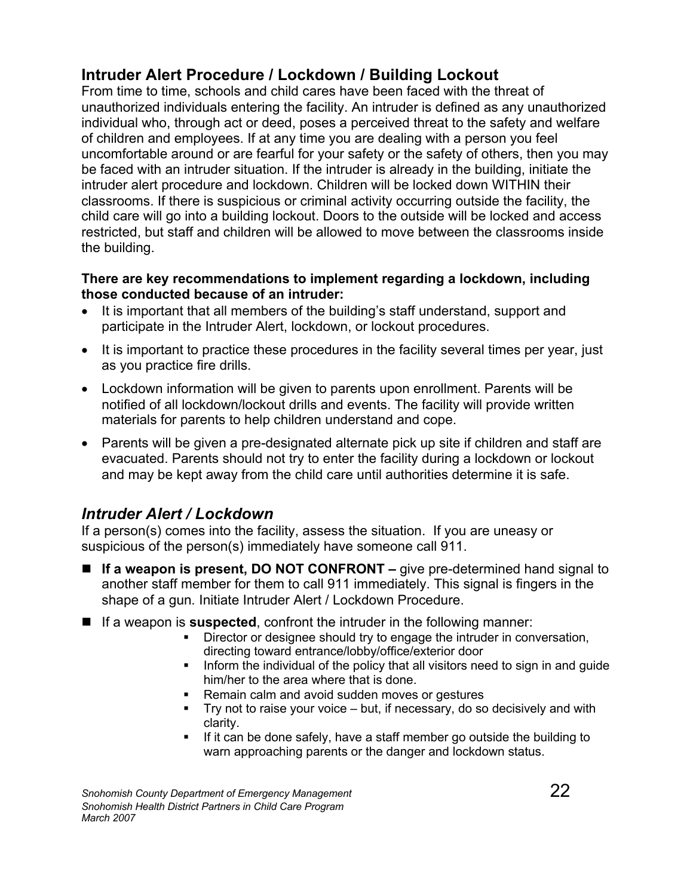## Intruder Alert Procedure / Lockdown / Building Lockout

From time to time, schools and child cares have been faced with the threat of unauthorized individuals entering the facility. An intruder is defined as any unauthorized individual who, through act or deed, poses a perceived threat to the safety and welfare of children and employees. If at any time you are dealing with a person you feel uncomfortable around or are fearful for your safety or the safety of others, then you may be faced with an intruder situation. If the intruder is already in the building, initiate the intruder alert procedure and lockdown. Children will be locked down WITHIN their classrooms. If there is suspicious or criminal activity occurring outside the facility, the child care will go into a building lockout. Doors to the outside will be locked and access restricted, but staff and children will be allowed to move between the classrooms inside the building.

**There are key recommendations to implement regarding a lockdown, including those conducted because of an intruder:**

- It is important that all members of the building's staff understand, support and participate in the Intruder Alert, lockdown, or lockout procedures.
- It is important to practice these procedures in the facility several times per year, just as you practice fire drills.
- Lockdown information will be given to parents upon enrollment. Parents will be notified of all lockdown/lockout drills and events. The facility will provide written materials for parents to help children understand and cope.
- Parents will be given a pre-designated alternate pick up site if children and staff are evacuated. Parents should not try to enter the facility during a lockdown or lockout and may be kept away from the child care until authorities determine it is safe.

### *Intruder Alert / Lockdown*

If a person(s) comes into the facility, assess the situation. If you are uneasy or suspicious of the person(s) immediately have someone call 911.

- **If a weapon is present, DO NOT CONFRONT –** give pre-determined hand signal to another staff member for them to call 911 immediately. This signal is fingers in the shape of a gun. Initiate Intruder Alert / Lockdown Procedure.
- If a weapon is **suspected**, confront the intruder in the following manner:
  - Director or designee should try to engage the intruder in conversation, directing toward entrance/lobby/office/exterior door
  - Inform the individual of the policy that all visitors need to sign in and guide him/her to the area where that is done.
  - Remain calm and avoid sudden moves or gestures
  - Try not to raise your voice – but, if necessary, do so decisively and with clarity.
  - If it can be done safely, have a staff member go outside the building to warn approaching parents or the danger and lockdown status.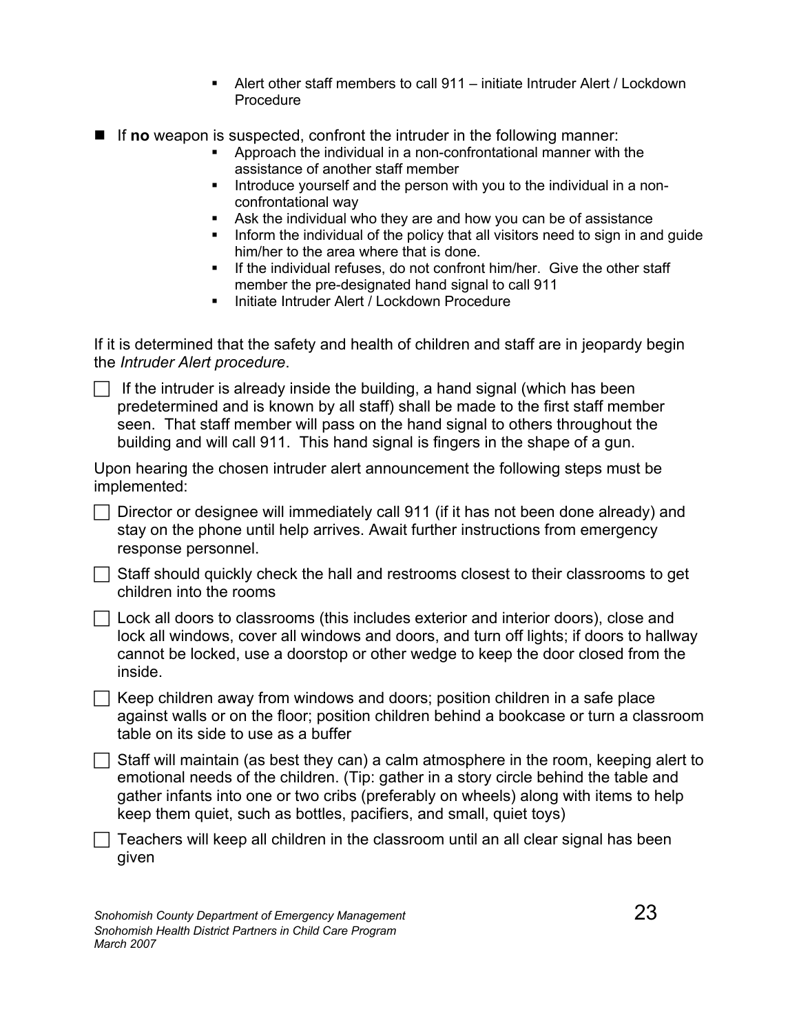- Alert other staff members to call 911 – initiate Intruder Alert / Lockdown Procedure

- If **no** weapon is suspected, confront the intruder in the following manner:
  - Approach the individual in a non-confrontational manner with the assistance of another staff member
  - Introduce yourself and the person with you to the individual in a non-confrontational way
  - Ask the individual who they are and how you can be of assistance
  - Inform the individual of the policy that all visitors need to sign in and guide him/her to the area where that is done.
  - If the individual refuses, do not confront him/her. Give the other staff member the pre-designated hand signal to call 911
  - Initiate Intruder Alert / Lockdown Procedure

If it is determined that the safety and health of children and staff are in jeopardy begin the *Intruder Alert procedure*.

- [ ] If the intruder is already inside the building, a hand signal (which has been predetermined and is known by all staff) shall be made to the first staff member seen. That staff member will pass on the hand signal to others throughout the building and will call 911. This hand signal is fingers in the shape of a gun.

Upon hearing the chosen intruder alert announcement the following steps must be implemented:

- [ ] Director or designee will immediately call 911 (if it has not been done already) and stay on the phone until help arrives. Await further instructions from emergency response personnel.
- [ ] Staff should quickly check the hall and restrooms closest to their classrooms to get children into the rooms
- [ ] Lock all doors to classrooms (this includes exterior and interior doors), close and lock all windows, cover all windows and doors, and turn off lights; if doors to hallway cannot be locked, use a doorstop or other wedge to keep the door closed from the inside.
- [ ] Keep children away from windows and doors; position children in a safe place against walls or on the floor; position children behind a bookcase or turn a classroom table on its side to use as a buffer
- [ ] Staff will maintain (as best they can) a calm atmosphere in the room, keeping alert to emotional needs of the children. (Tip: gather in a story circle behind the table and gather infants into one or two cribs (preferably on wheels) along with items to help keep them quiet, such as bottles, pacifiers, and small, quiet toys)
- [ ] Teachers will keep all children in the classroom until an all clear signal has been given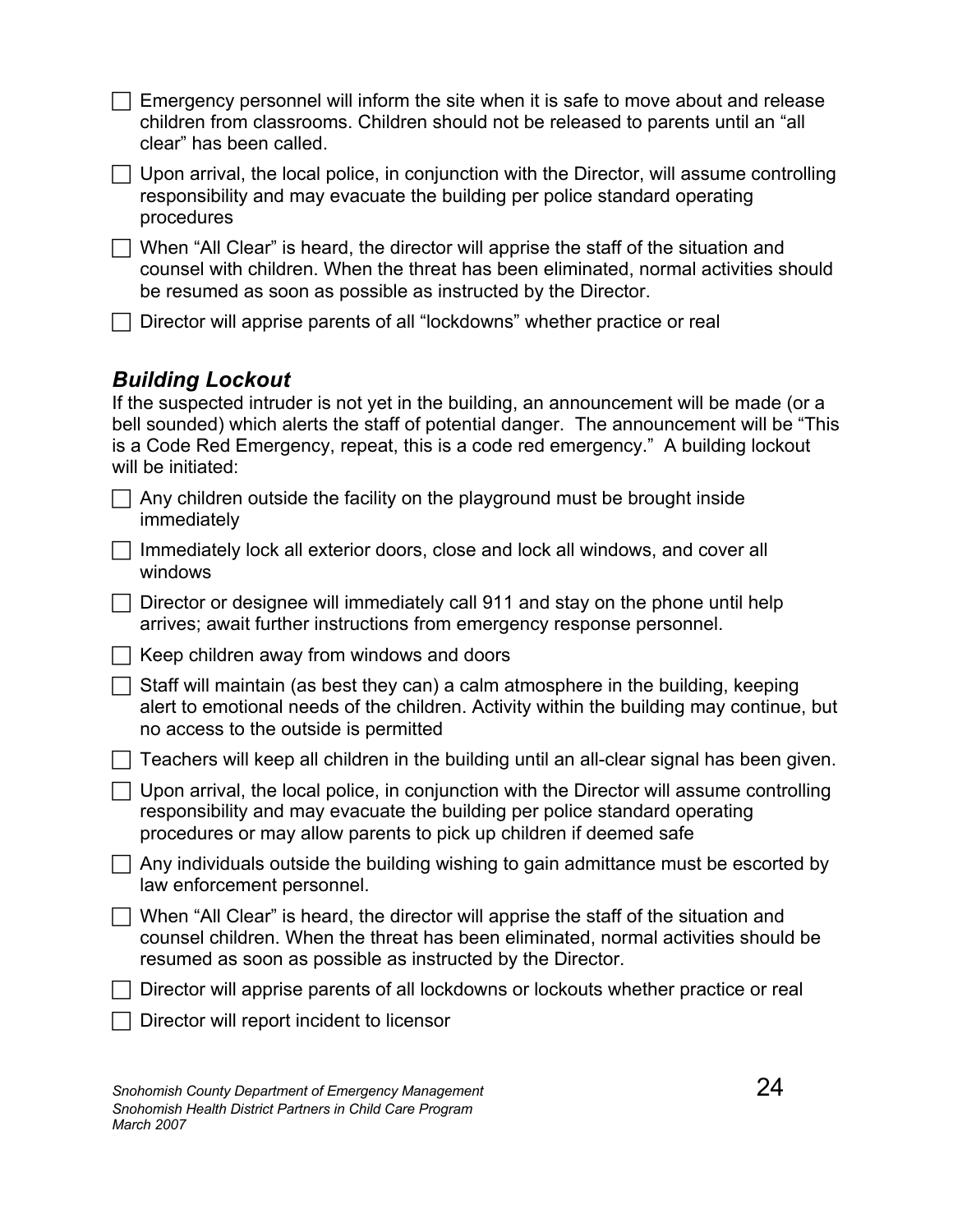- [ ] Emergency personnel will inform the site when it is safe to move about and release children from classrooms. Children should not be released to parents until an "all clear" has been called.
- [ ] Upon arrival, the local police, in conjunction with the Director, will assume controlling responsibility and may evacuate the building per police standard operating procedures
- [ ] When "All Clear" is heard, the director will apprise the staff of the situation and counsel with children. When the threat has been eliminated, normal activities should be resumed as soon as possible as instructed by the Director.
- [ ] Director will apprise parents of all "lockdowns" whether practice or real

### *Building Lockout*

If the suspected intruder is not yet in the building, an announcement will be made (or a bell sounded) which alerts the staff of potential danger. The announcement will be "This is a Code Red Emergency, repeat, this is a code red emergency." A building lockout will be initiated:

- [ ] Any children outside the facility on the playground must be brought inside immediately
- [ ] Immediately lock all exterior doors, close and lock all windows, and cover all windows
- [ ] Director or designee will immediately call 911 and stay on the phone until help arrives; await further instructions from emergency response personnel.
- [ ] Keep children away from windows and doors
- [ ] Staff will maintain (as best they can) a calm atmosphere in the building, keeping alert to emotional needs of the children. Activity within the building may continue, but no access to the outside is permitted
- [ ] Teachers will keep all children in the building until an all-clear signal has been given.
- [ ] Upon arrival, the local police, in conjunction with the Director will assume controlling responsibility and may evacuate the building per police standard operating procedures or may allow parents to pick up children if deemed safe
- [ ] Any individuals outside the building wishing to gain admittance must be escorted by law enforcement personnel.
- [ ] When "All Clear" is heard, the director will apprise the staff of the situation and counsel children. When the threat has been eliminated, normal activities should be resumed as soon as possible as instructed by the Director.
- [ ] Director will apprise parents of all lockdowns or lockouts whether practice or real
- [ ] Director will report incident to licensor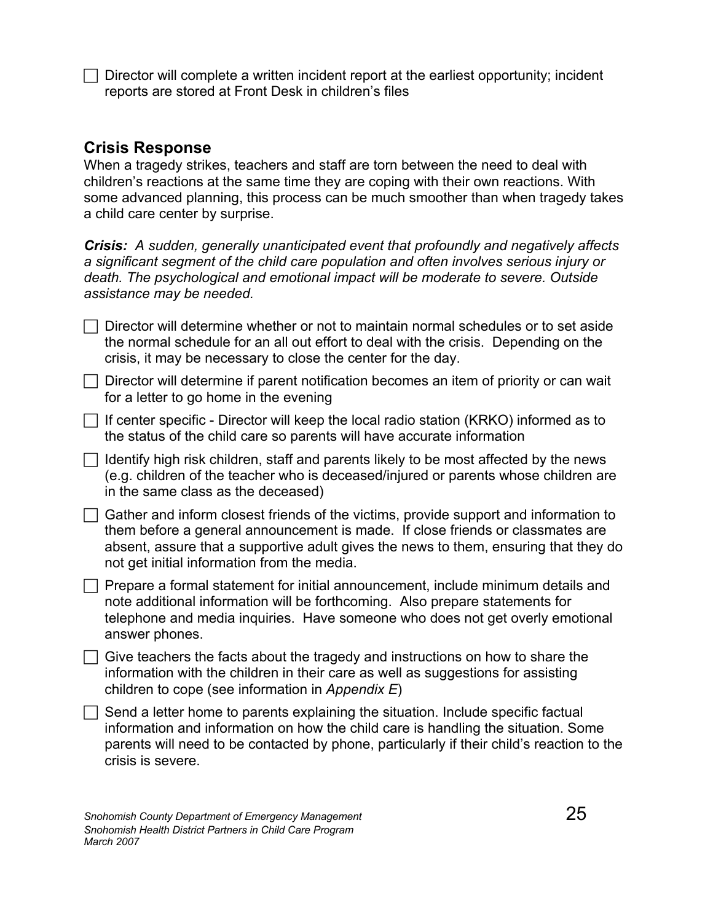- [ ] Director will complete a written incident report at the earliest opportunity; incident reports are stored at Front Desk in children's files

## Crisis Response

When a tragedy strikes, teachers and staff are torn between the need to deal with children's reactions at the same time they are coping with their own reactions. With some advanced planning, this process can be much smoother than when tragedy takes a child care center by surprise.

***Crisis:*** *A sudden, generally unanticipated event that profoundly and negatively affects a significant segment of the child care population and often involves serious injury or death. The psychological and emotional impact will be moderate to severe. Outside assistance may be needed.*

- [ ] Director will determine whether or not to maintain normal schedules or to set aside the normal schedule for an all out effort to deal with the crisis. Depending on the crisis, it may be necessary to close the center for the day.
- [ ] Director will determine if parent notification becomes an item of priority or can wait for a letter to go home in the evening
- [ ] If center specific - Director will keep the local radio station (KRKO) informed as to the status of the child care so parents will have accurate information
- [ ] Identify high risk children, staff and parents likely to be most affected by the news (e.g. children of the teacher who is deceased/injured or parents whose children are in the same class as the deceased)
- [ ] Gather and inform closest friends of the victims, provide support and information to them before a general announcement is made. If close friends or classmates are absent, assure that a supportive adult gives the news to them, ensuring that they do not get initial information from the media.
- [ ] Prepare a formal statement for initial announcement, include minimum details and note additional information will be forthcoming. Also prepare statements for telephone and media inquiries. Have someone who does not get overly emotional answer phones.
- [ ] Give teachers the facts about the tragedy and instructions on how to share the information with the children in their care as well as suggestions for assisting children to cope (see information in *Appendix E*)
- [ ] Send a letter home to parents explaining the situation. Include specific factual information and information on how the child care is handling the situation. Some parents will need to be contacted by phone, particularly if their child's reaction to the crisis is severe.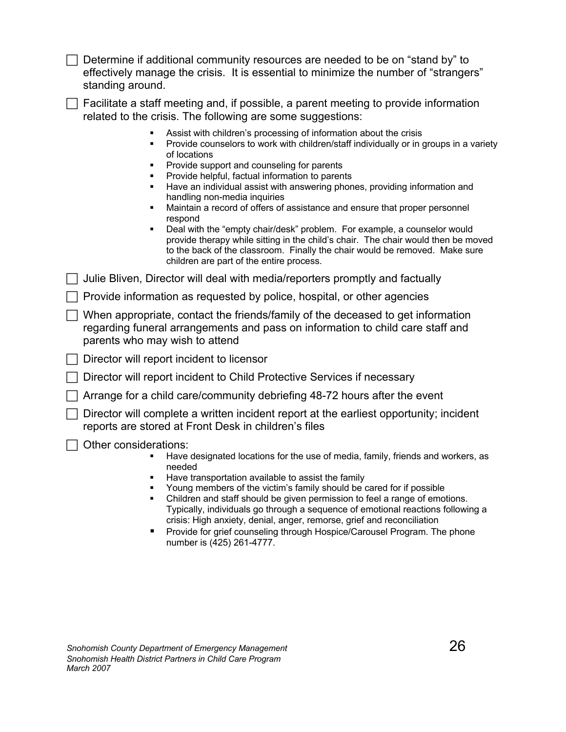- [ ] Determine if additional community resources are needed to be on "stand by" to effectively manage the crisis. It is essential to minimize the number of "strangers" standing around.
- [ ] Facilitate a staff meeting and, if possible, a parent meeting to provide information related to the crisis. The following are some suggestions:
  - Assist with children's processing of information about the crisis
  - Provide counselors to work with children/staff individually or in groups in a variety of locations
  - Provide support and counseling for parents
  - Provide helpful, factual information to parents
  - Have an individual assist with answering phones, providing information and handling non-media inquiries
  - Maintain a record of offers of assistance and ensure that proper personnel respond
  - Deal with the "empty chair/desk" problem. For example, a counselor would provide therapy while sitting in the child's chair. The chair would then be moved to the back of the classroom. Finally the chair would be removed. Make sure children are part of the entire process.
- [ ] Julie Bliven, Director will deal with media/reporters promptly and factually
- [ ] Provide information as requested by police, hospital, or other agencies
- [ ] When appropriate, contact the friends/family of the deceased to get information regarding funeral arrangements and pass on information to child care staff and parents who may wish to attend
- [ ] Director will report incident to licensor
- [ ] Director will report incident to Child Protective Services if necessary
- [ ] Arrange for a child care/community debriefing 48-72 hours after the event
- [ ] Director will complete a written incident report at the earliest opportunity; incident reports are stored at Front Desk in children's files
- [ ] Other considerations:
  - Have designated locations for the use of media, family, friends and workers, as needed
  - Have transportation available to assist the family
  - Young members of the victim's family should be cared for if possible
  - Children and staff should be given permission to feel a range of emotions. Typically, individuals go through a sequence of emotional reactions following a crisis: High anxiety, denial, anger, remorse, grief and reconciliation
  - Provide for grief counseling through Hospice/Carousel Program. The phone number is (425) 261-4777.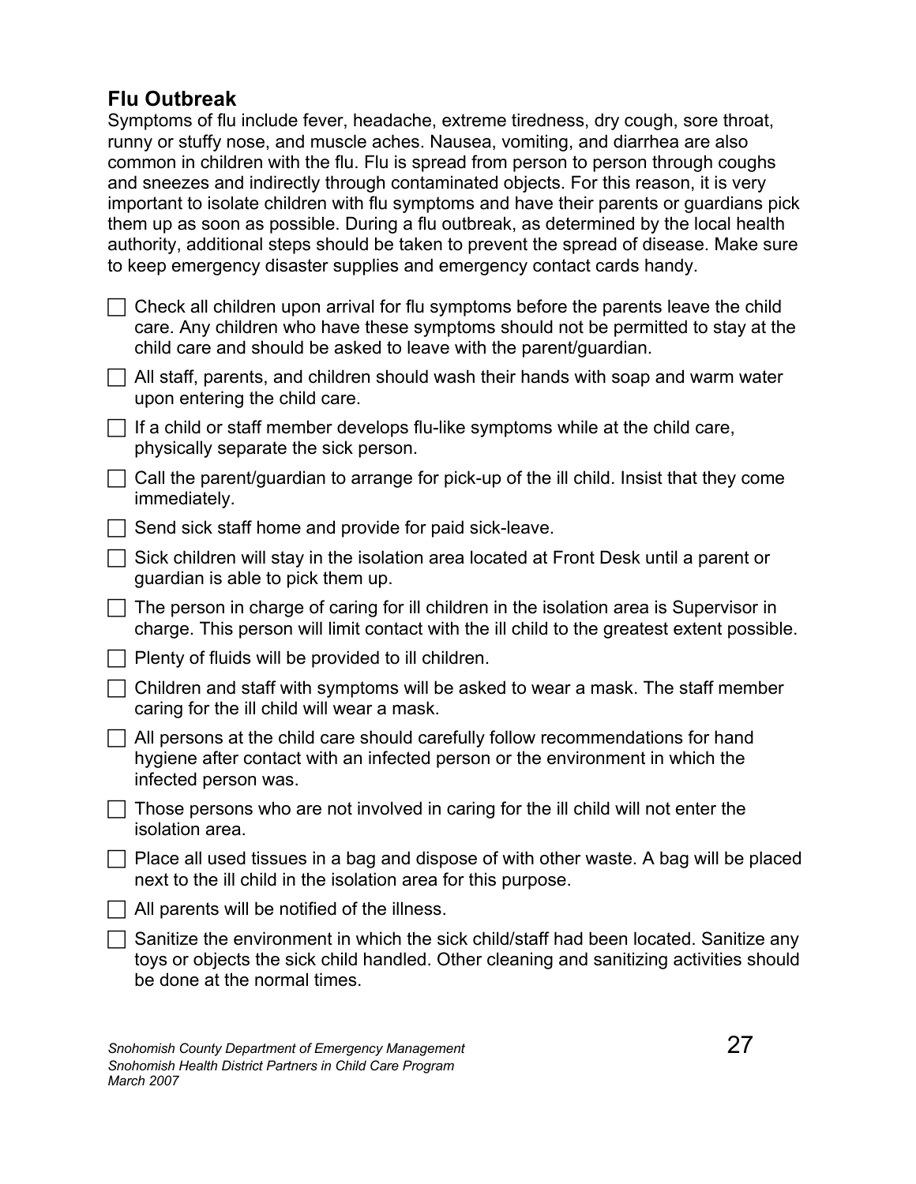## Flu Outbreak

Symptoms of flu include fever, headache, extreme tiredness, dry cough, sore throat, runny or stuffy nose, and muscle aches. Nausea, vomiting, and diarrhea are also common in children with the flu. Flu is spread from person to person through coughs and sneezes and indirectly through contaminated objects. For this reason, it is very important to isolate children with flu symptoms and have their parents or guardians pick them up as soon as possible. During a flu outbreak, as determined by the local health authority, additional steps should be taken to prevent the spread of disease. Make sure to keep emergency disaster supplies and emergency contact cards handy.

- [ ] Check all children upon arrival for flu symptoms before the parents leave the child care. Any children who have these symptoms should not be permitted to stay at the child care and should be asked to leave with the parent/guardian.
- [ ] All staff, parents, and children should wash their hands with soap and warm water upon entering the child care.
- [ ] If a child or staff member develops flu-like symptoms while at the child care, physically separate the sick person.
- [ ] Call the parent/guardian to arrange for pick-up of the ill child. Insist that they come immediately.
- [ ] Send sick staff home and provide for paid sick-leave.
- [ ] Sick children will stay in the isolation area located at Front Desk until a parent or guardian is able to pick them up.
- [ ] The person in charge of caring for ill children in the isolation area is Supervisor in charge. This person will limit contact with the ill child to the greatest extent possible.
- [ ] Plenty of fluids will be provided to ill children.
- [ ] Children and staff with symptoms will be asked to wear a mask. The staff member caring for the ill child will wear a mask.
- [ ] All persons at the child care should carefully follow recommendations for hand hygiene after contact with an infected person or the environment in which the infected person was.
- [ ] Those persons who are not involved in caring for the ill child will not enter the isolation area.
- [ ] Place all used tissues in a bag and dispose of with other waste. A bag will be placed next to the ill child in the isolation area for this purpose.
- [ ] All parents will be notified of the illness.
- [ ] Sanitize the environment in which the sick child/staff had been located. Sanitize any toys or objects the sick child handled. Other cleaning and sanitizing activities should be done at the normal times.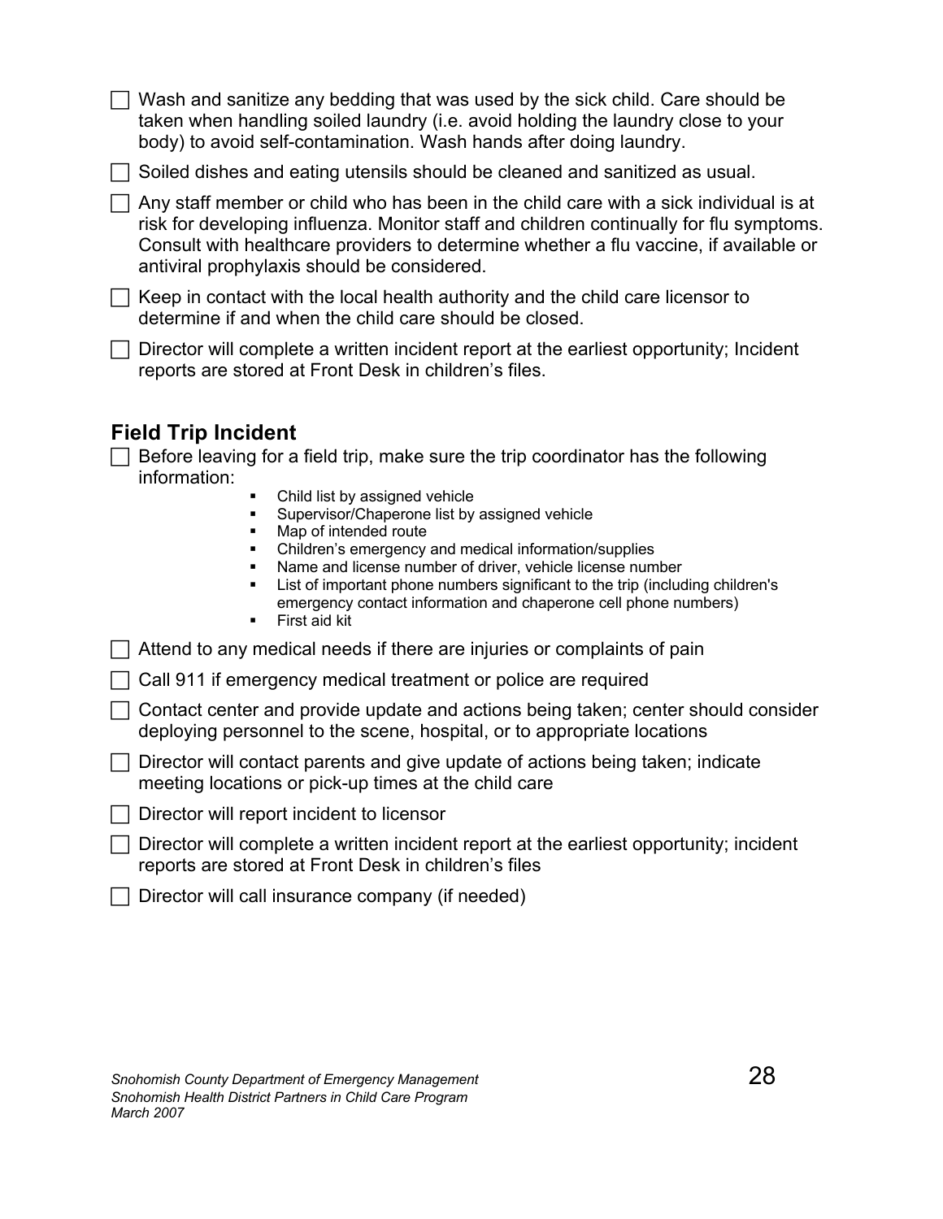- [ ] Wash and sanitize any bedding that was used by the sick child. Care should be taken when handling soiled laundry (i.e. avoid holding the laundry close to your body) to avoid self-contamination. Wash hands after doing laundry.
- [ ] Soiled dishes and eating utensils should be cleaned and sanitized as usual.
- [ ] Any staff member or child who has been in the child care with a sick individual is at risk for developing influenza. Monitor staff and children continually for flu symptoms. Consult with healthcare providers to determine whether a flu vaccine, if available or antiviral prophylaxis should be considered.
- [ ] Keep in contact with the local health authority and the child care licensor to determine if and when the child care should be closed.
- [ ] Director will complete a written incident report at the earliest opportunity; Incident reports are stored at Front Desk in children's files.

## Field Trip Incident

- [ ] Before leaving for a field trip, make sure the trip coordinator has the following information:
    - Child list by assigned vehicle
    - Supervisor/Chaperone list by assigned vehicle
    - Map of intended route
    - Children's emergency and medical information/supplies
    - Name and license number of driver, vehicle license number
    - List of important phone numbers significant to the trip (including children's emergency contact information and chaperone cell phone numbers)
    - First aid kit
- [ ] Attend to any medical needs if there are injuries or complaints of pain
- [ ] Call 911 if emergency medical treatment or police are required
- [ ] Contact center and provide update and actions being taken; center should consider deploying personnel to the scene, hospital, or to appropriate locations
- [ ] Director will contact parents and give update of actions being taken; indicate meeting locations or pick-up times at the child care
- [ ] Director will report incident to licensor
- [ ] Director will complete a written incident report at the earliest opportunity; incident reports are stored at Front Desk in children's files
- [ ] Director will call insurance company (if needed)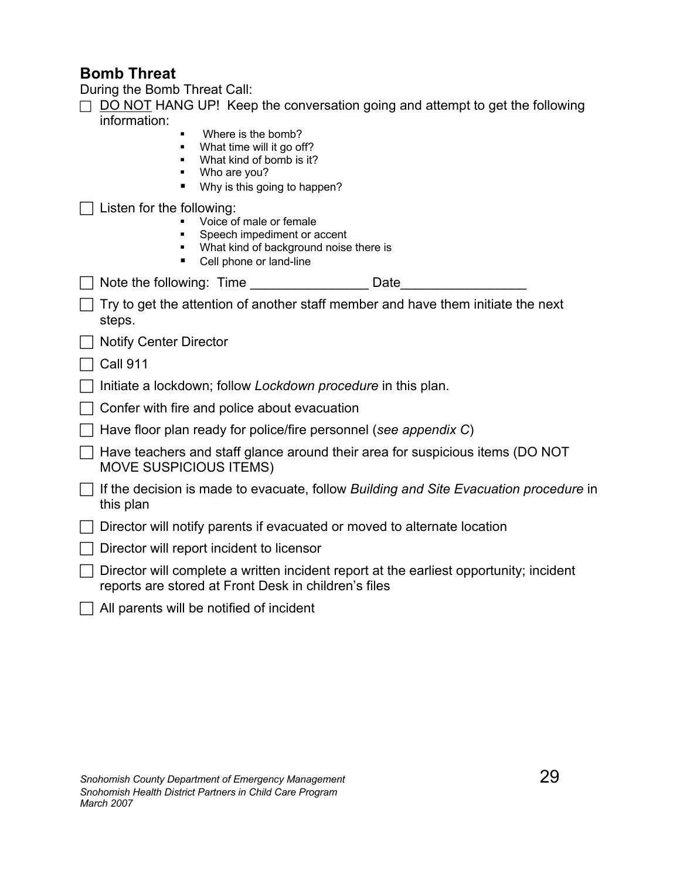## Bomb Threat

During the Bomb Threat Call:

- [ ] <u>DO NOT</u> HANG UP! Keep the conversation going and attempt to get the following information:
    - Where is the bomb?
    - What time will it go off?
    - What kind of bomb is it?
    - Who are you?
    - Why is this going to happen?
- [ ] Listen for the following:
    - Voice of male or female
    - Speech impediment or accent
    - What kind of background noise there is
    - Cell phone or land-line
- [ ] Note the following: Time _______________ Date________________
- [ ] Try to get the attention of another staff member and have them initiate the next steps.
- [ ] Notify Center Director
- [ ] Call 911
- [ ] Initiate a lockdown; follow *Lockdown procedure* in this plan.
- [ ] Confer with fire and police about evacuation
- [ ] Have floor plan ready for police/fire personnel (*see appendix C*)
- [ ] Have teachers and staff glance around their area for suspicious items (DO NOT MOVE SUSPICIOUS ITEMS)
- [ ] If the decision is made to evacuate, follow *Building and Site Evacuation procedure* in this plan
- [ ] Director will notify parents if evacuated or moved to alternate location
- [ ] Director will report incident to licensor
- [ ] Director will complete a written incident report at the earliest opportunity; incident reports are stored at Front Desk in children's files
- [ ] All parents will be notified of incident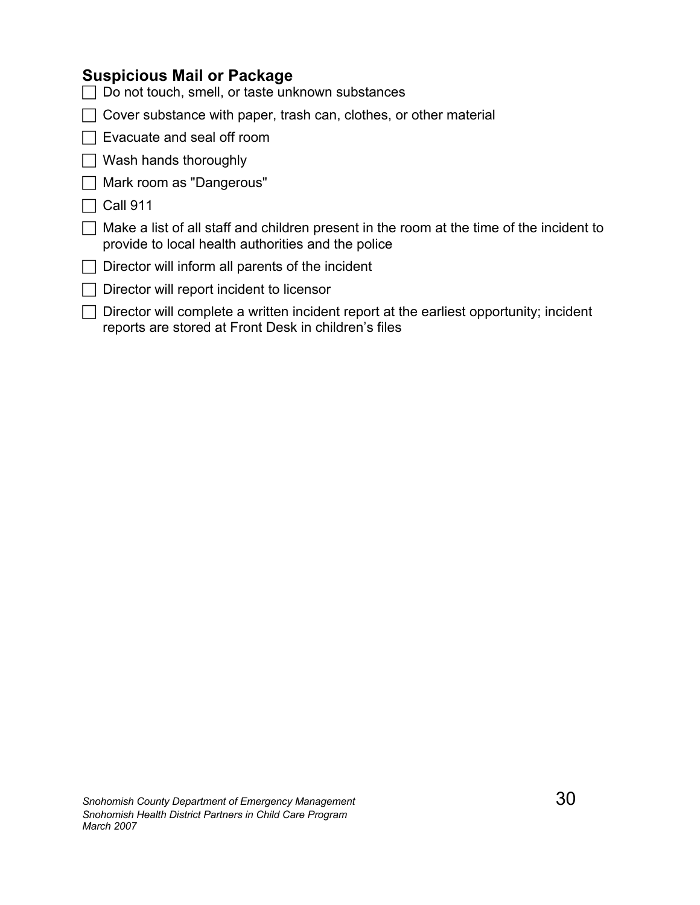## Suspicious Mail or Package

- [ ] Do not touch, smell, or taste unknown substances
- [ ] Cover substance with paper, trash can, clothes, or other material
- [ ] Evacuate and seal off room
- [ ] Wash hands thoroughly
- [ ] Mark room as "Dangerous"
- [ ] Call 911
- [ ] Make a list of all staff and children present in the room at the time of the incident to provide to local health authorities and the police
- [ ] Director will inform all parents of the incident
- [ ] Director will report incident to licensor
- [ ] Director will complete a written incident report at the earliest opportunity; incident reports are stored at Front Desk in children's files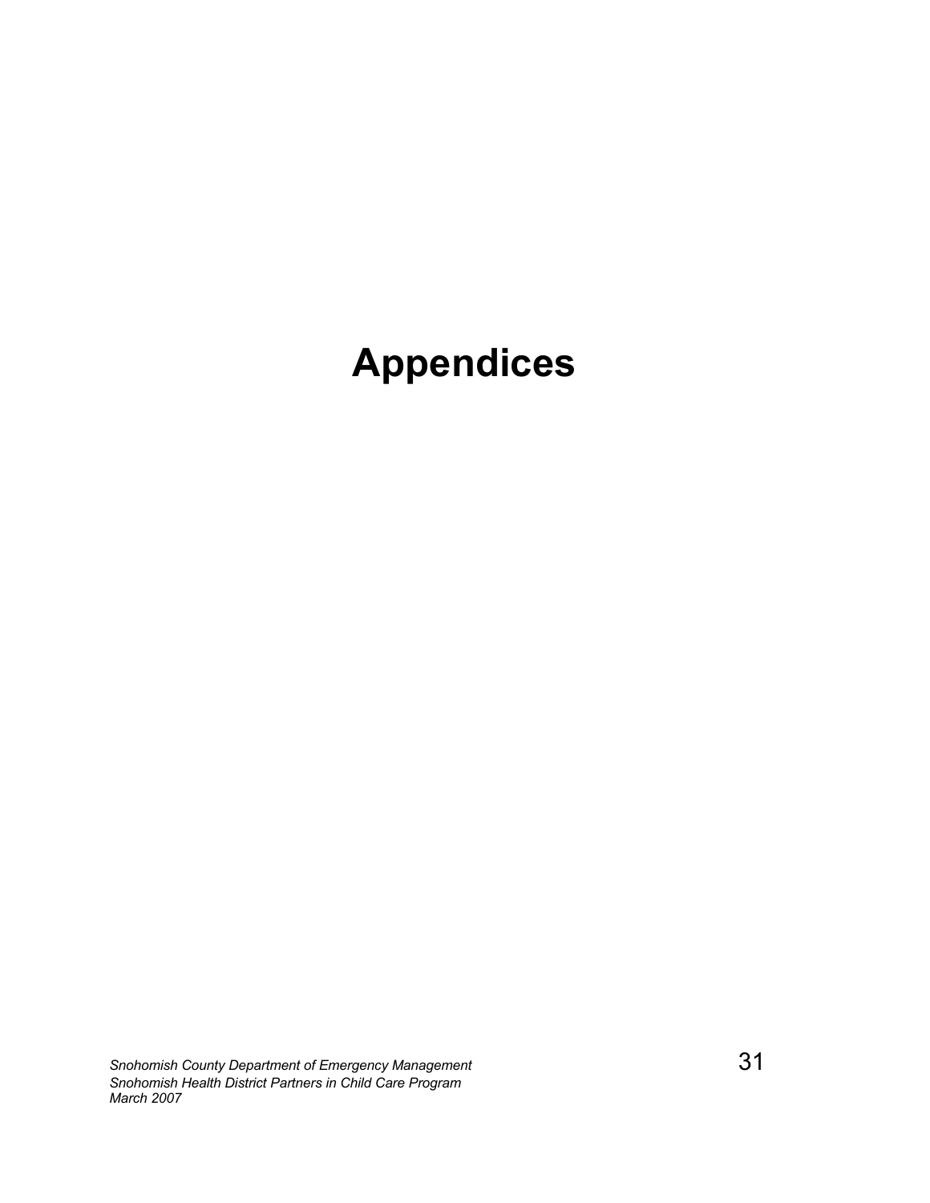# Appendices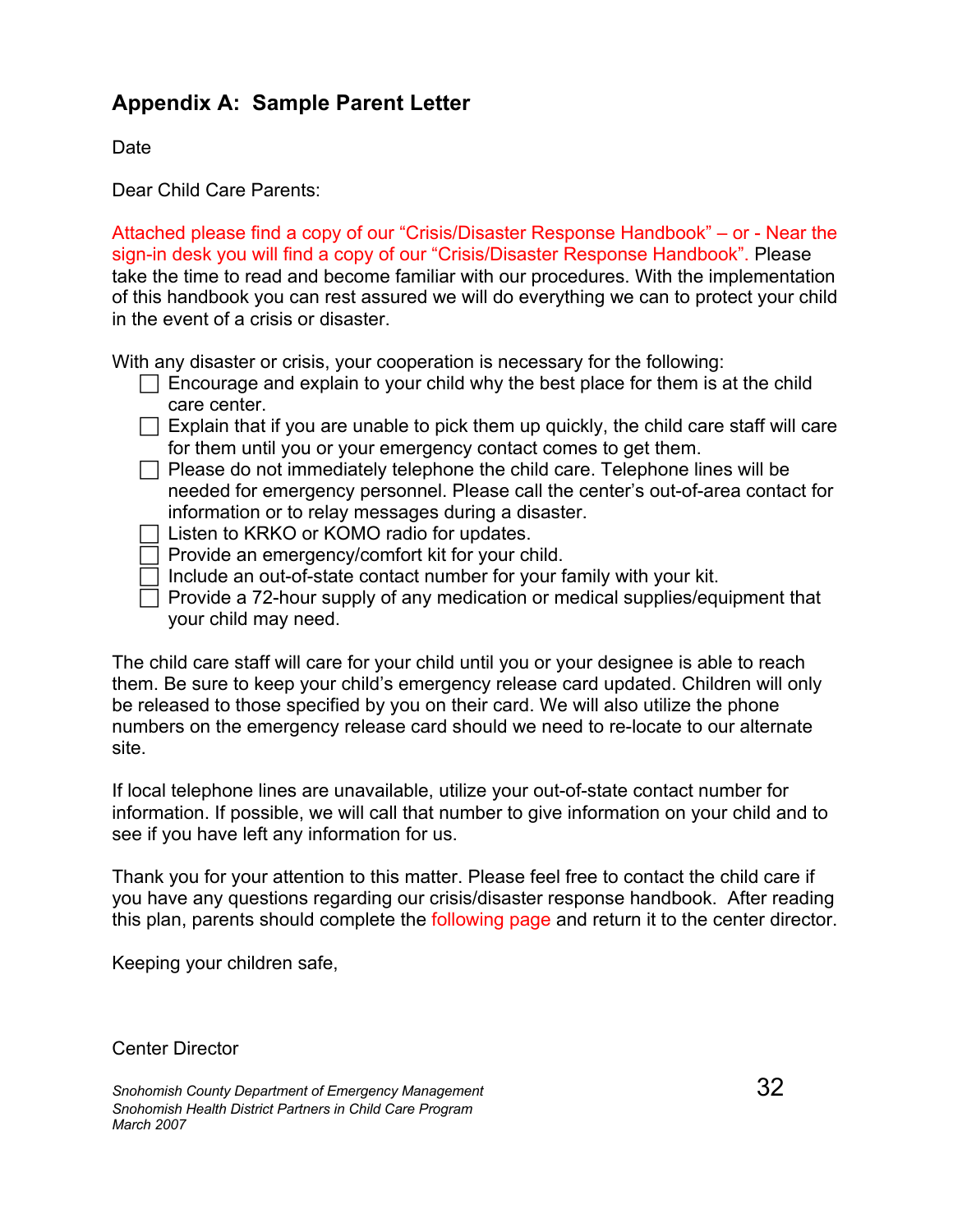## Appendix A: Sample Parent Letter

Date

Dear Child Care Parents:

Attached please find a copy of our "Crisis/Disaster Response Handbook" – or - Near the sign-in desk you will find a copy of our "Crisis/Disaster Response Handbook". Please take the time to read and become familiar with our procedures. With the implementation of this handbook you can rest assured we will do everything we can to protect your child in the event of a crisis or disaster.

With any disaster or crisis, your cooperation is necessary for the following:

- ☐ Encourage and explain to your child why the best place for them is at the child care center.
- ☐ Explain that if you are unable to pick them up quickly, the child care staff will care for them until you or your emergency contact comes to get them.
- ☐ Please do not immediately telephone the child care. Telephone lines will be needed for emergency personnel. Please call the center's out-of-area contact for information or to relay messages during a disaster.
- ☐ Listen to KRKO or KOMO radio for updates.
- ☐ Provide an emergency/comfort kit for your child.
- ☐ Include an out-of-state contact number for your family with your kit.
- ☐ Provide a 72-hour supply of any medication or medical supplies/equipment that your child may need.

The child care staff will care for your child until you or your designee is able to reach them. Be sure to keep your child's emergency release card updated. Children will only be released to those specified by you on their card. We will also utilize the phone numbers on the emergency release card should we need to re-locate to our alternate site.

If local telephone lines are unavailable, utilize your out-of-state contact number for information. If possible, we will call that number to give information on your child and to see if you have left any information for us.

Thank you for your attention to this matter. Please feel free to contact the child care if you have any questions regarding our crisis/disaster response handbook. After reading this plan, parents should complete the following page and return it to the center director.

Keeping your children safe,

Center Director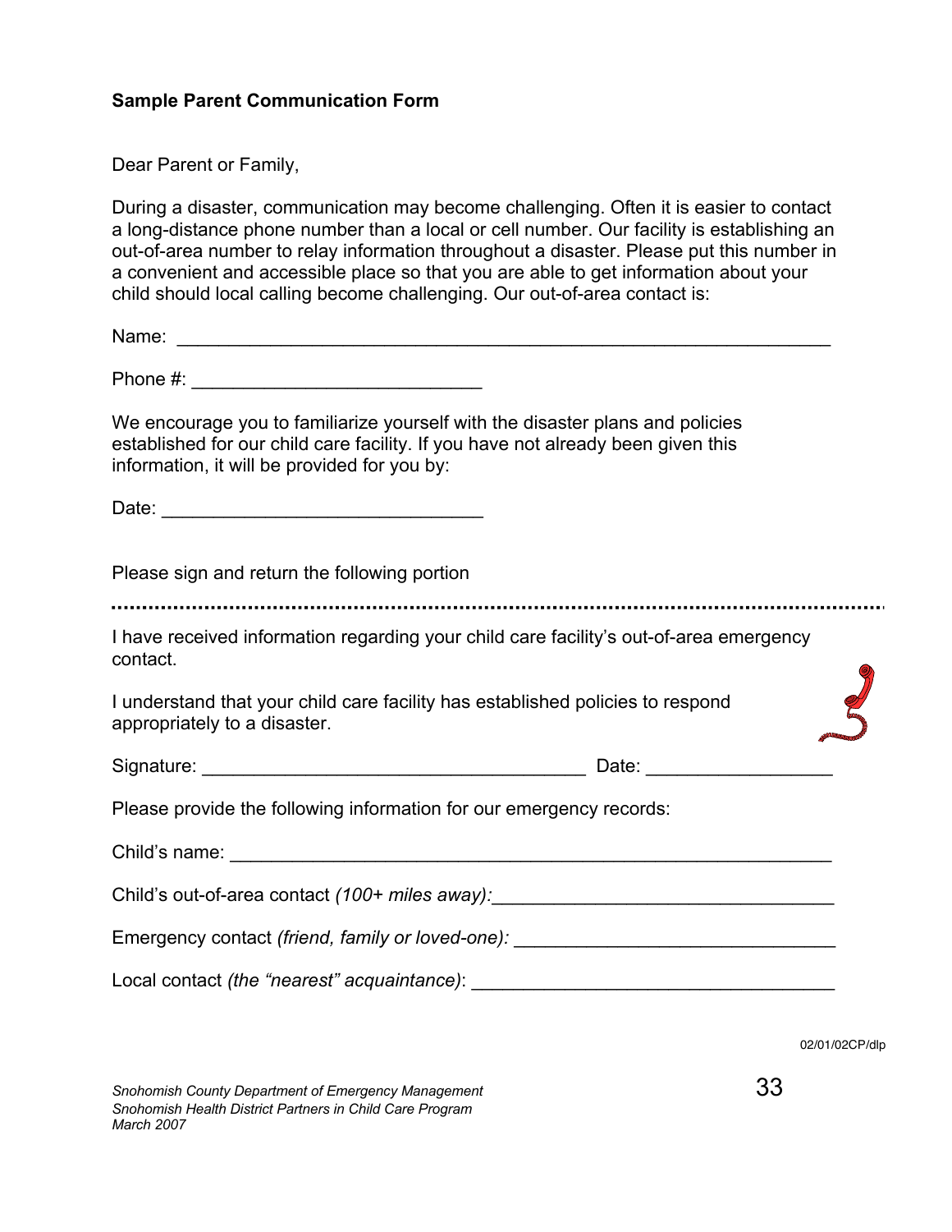**Sample Parent Communication Form**

Dear Parent or Family,

During a disaster, communication may become challenging. Often it is easier to contact a long-distance phone number than a local or cell number. Our facility is establishing an out-of-area number to relay information throughout a disaster. Please put this number in a convenient and accessible place so that you are able to get information about your child should local calling become challenging. Our out-of-area contact is:

Name: ______________________________________________________________

Phone #: ____________________________

We encourage you to familiarize yourself with the disaster plans and policies established for our child care facility. If you have not already been given this information, it will be provided for you by:

Date: _______________________________

Please sign and return the following portion

.................................................................................................................................

I have received information regarding your child care facility's out-of-area emergency contact.

I understand that your child care facility has established policies to respond appropriately to a disaster.

Signature: _____________________________________ Date: __________________

Please provide the following information for our emergency records:

Child's name: ___________________________________________________________

Child's out-of-area contact *(100+ miles away):*_________________________________

Emergency contact *(friend, family or loved-one):* ______________________________

Local contact *(the "nearest" acquaintance)*: __________________________________

02/01/02CP/dlp

*Snohomish County Department of Emergency Management*
*Snohomish Health District Partners in Child Care Program*
*March 2007*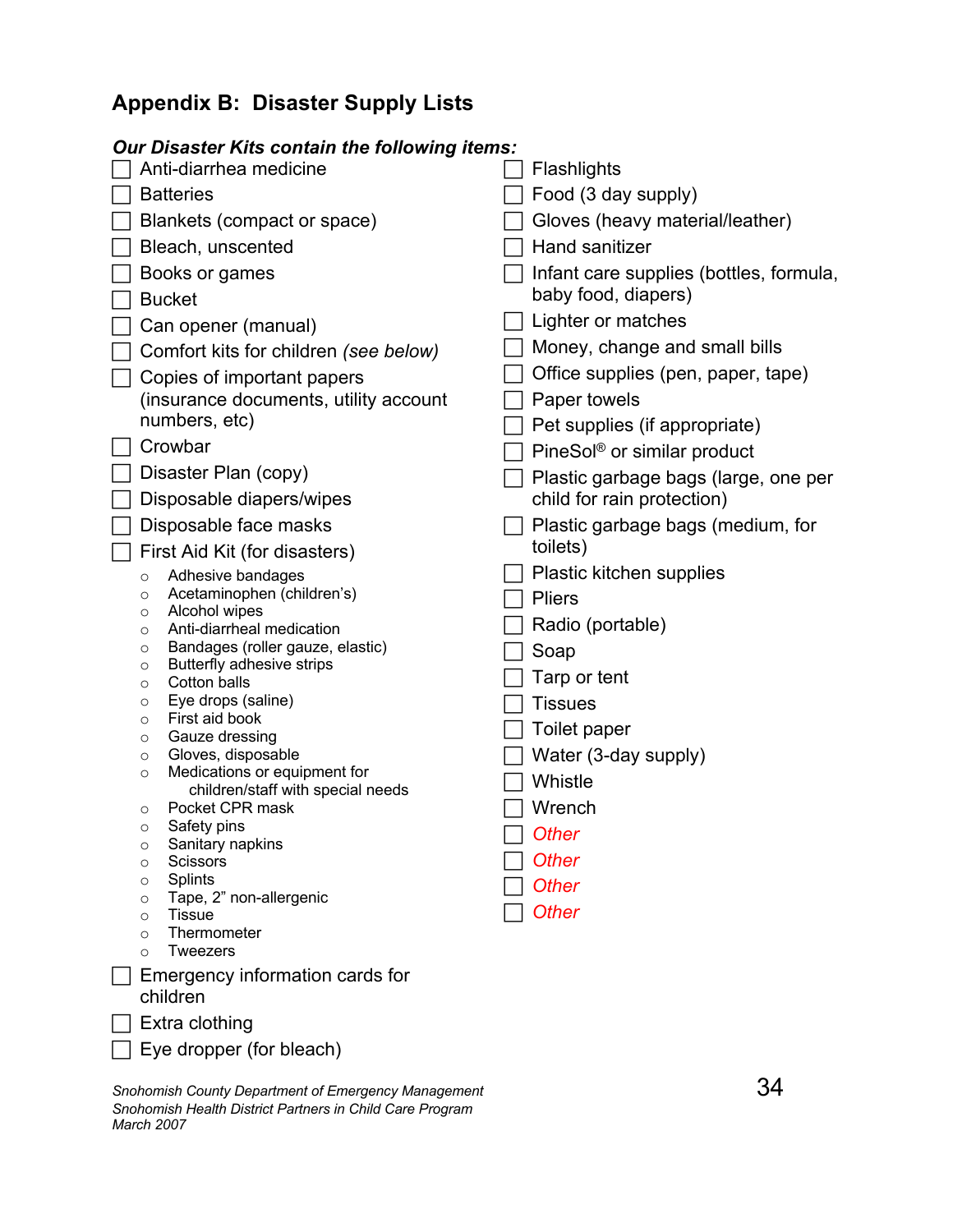## Appendix B: Disaster Supply Lists

***Our Disaster Kits contain the following items:***

- ☐ Anti-diarrhea medicine
- ☐ Batteries
- ☐ Blankets (compact or space)
- ☐ Bleach, unscented
- ☐ Books or games
- ☐ Bucket
- ☐ Can opener (manual)
- ☐ Comfort kits for children *(see below)*
- ☐ Copies of important papers (insurance documents, utility account numbers, etc)
- ☐ Crowbar
- ☐ Disaster Plan (copy)
- ☐ Disposable diapers/wipes
- ☐ Disposable face masks
- ☐ First Aid Kit (for disasters)
  - Adhesive bandages
  - Acetaminophen (children's)
  - Alcohol wipes
  - Anti-diarrheal medication
  - Bandages (roller gauze, elastic)
  - Butterfly adhesive strips
  - Cotton balls
  - Eye drops (saline)
  - First aid book
  - Gauze dressing
  - Gloves, disposable
  - Medications or equipment for children/staff with special needs
  - Pocket CPR mask
  - Safety pins
  - Sanitary napkins
  - Scissors
  - Splints
  - Tape, 2" non-allergenic
  - Tissue
  - Thermometer
  - Tweezers
- ☐ Emergency information cards for children
- ☐ Extra clothing
- ☐ Eye dropper (for bleach)
- ☐ Flashlights
- ☐ Food (3 day supply)
- ☐ Gloves (heavy material/leather)
- ☐ Hand sanitizer
- ☐ Infant care supplies (bottles, formula, baby food, diapers)
- ☐ Lighter or matches
- ☐ Money, change and small bills
- ☐ Office supplies (pen, paper, tape)
- ☐ Paper towels
- ☐ Pet supplies (if appropriate)
- ☐ PineSol® or similar product
- ☐ Plastic garbage bags (large, one per child for rain protection)
- ☐ Plastic garbage bags (medium, for toilets)
- ☐ Plastic kitchen supplies
- ☐ Pliers
- ☐ Radio (portable)
- ☐ Soap
- ☐ Tarp or tent
- ☐ Tissues
- ☐ Toilet paper
- ☐ Water (3-day supply)
- ☐ Whistle
- ☐ Wrench
- ☐ *Other*
- ☐ *Other*
- ☐ *Other*
- ☐ *Other*

*Snohomish County Department of Emergency Management*
*Snohomish Health District Partners in Child Care Program*
*March 2007*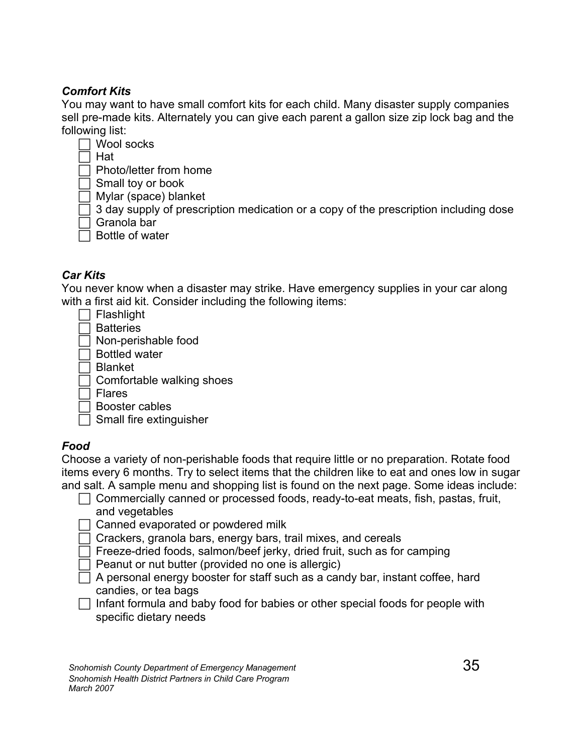***Comfort Kits***

You may want to have small comfort kits for each child. Many disaster supply companies sell pre-made kits. Alternately you can give each parent a gallon size zip lock bag and the following list:

- [ ] Wool socks
- [ ] Hat
- [ ] Photo/letter from home
- [ ] Small toy or book
- [ ] Mylar (space) blanket
- [ ] 3 day supply of prescription medication or a copy of the prescription including dose
- [ ] Granola bar
- [ ] Bottle of water

***Car Kits***

You never know when a disaster may strike. Have emergency supplies in your car along with a first aid kit. Consider including the following items:

- [ ] Flashlight
- [ ] Batteries
- [ ] Non-perishable food
- [ ] Bottled water
- [ ] Blanket
- [ ] Comfortable walking shoes
- [ ] Flares
- [ ] Booster cables
- [ ] Small fire extinguisher

***Food***

Choose a variety of non-perishable foods that require little or no preparation. Rotate food items every 6 months. Try to select items that the children like to eat and ones low in sugar and salt. A sample menu and shopping list is found on the next page. Some ideas include:

- [ ] Commercially canned or processed foods, ready-to-eat meats, fish, pastas, fruit, and vegetables
- [ ] Canned evaporated or powdered milk
- [ ] Crackers, granola bars, energy bars, trail mixes, and cereals
- [ ] Freeze-dried foods, salmon/beef jerky, dried fruit, such as for camping
- [ ] Peanut or nut butter (provided no one is allergic)
- [ ] A personal energy booster for staff such as a candy bar, instant coffee, hard candies, or tea bags
- [ ] Infant formula and baby food for babies or other special foods for people with specific dietary needs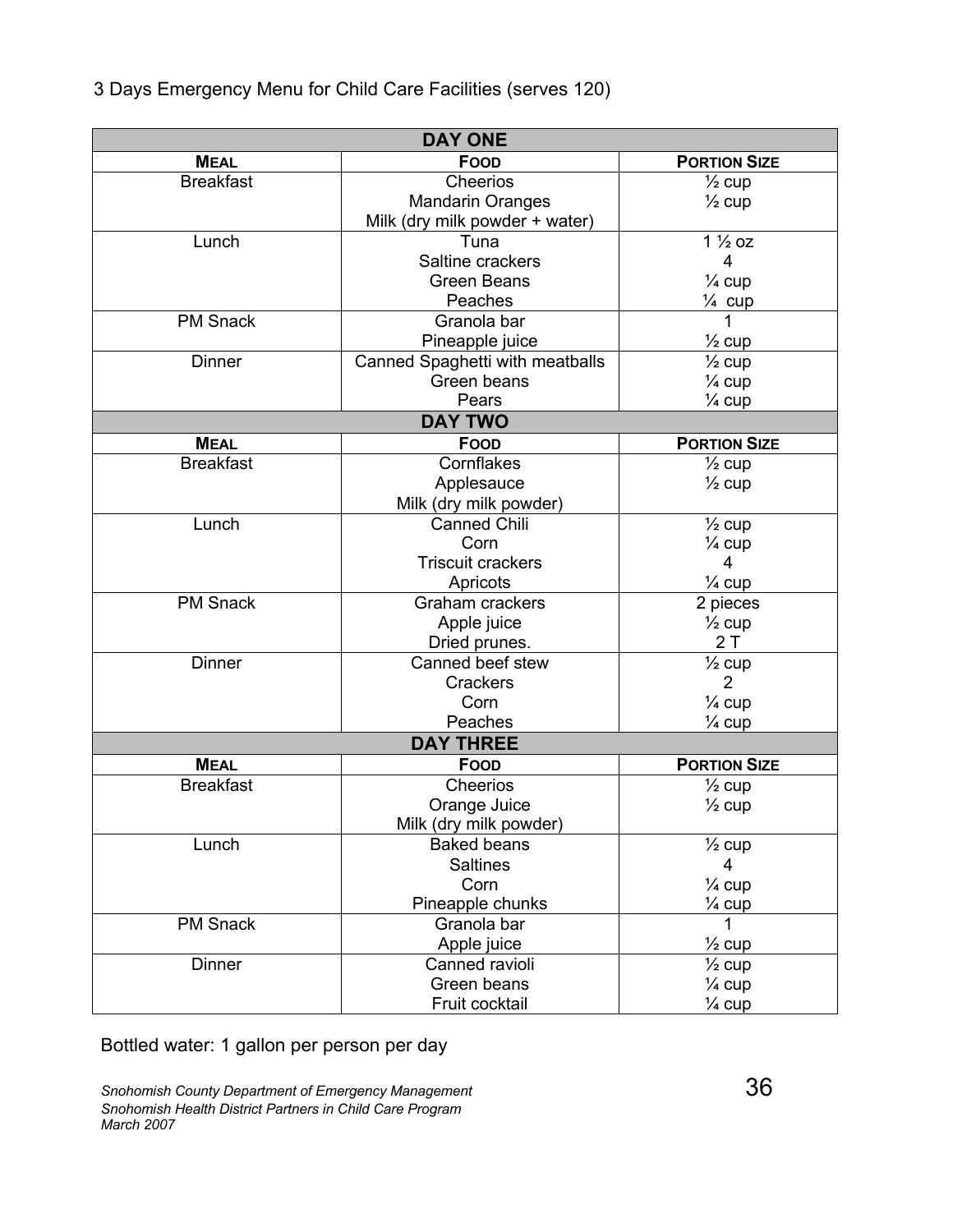3 Days Emergency Menu for Child Care Facilities (serves 120)

| DAY ONE | | |
|---|---|---|
| **MEAL** | **FOOD** | **PORTION SIZE** |
| Breakfast | Cheerios<br>Mandarin Oranges<br>Milk (dry milk powder + water) | ½ cup<br>½ cup |
| Lunch | Tuna<br>Saltine crackers<br>Green Beans<br>Peaches | 1 ½ oz<br>4<br>¼ cup<br>¼ cup |
| PM Snack | Granola bar<br>Pineapple juice | 1<br>½ cup |
| Dinner | Canned Spaghetti with meatballs<br>Green beans<br>Pears | ½ cup<br>¼ cup<br>¼ cup |
| **DAY TWO** | | |
| **MEAL** | **FOOD** | **PORTION SIZE** |
| Breakfast | Cornflakes<br>Applesauce<br>Milk (dry milk powder) | ½ cup<br>½ cup |
| Lunch | Canned Chili<br>Corn<br>Triscuit crackers<br>Apricots | ½ cup<br>¼ cup<br>4<br>¼ cup |
| PM Snack | Graham crackers<br>Apple juice<br>Dried prunes. | 2 pieces<br>½ cup<br>2 T |
| Dinner | Canned beef stew<br>Crackers<br>Corn<br>Peaches | ½ cup<br>2<br>¼ cup<br>¼ cup |
| **DAY THREE** | | |
| **MEAL** | **FOOD** | **PORTION SIZE** |
| Breakfast | Cheerios<br>Orange Juice<br>Milk (dry milk powder) | ½ cup<br>½ cup |
| Lunch | Baked beans<br>Saltines<br>Corn<br>Pineapple chunks | ½ cup<br>4<br>¼ cup<br>¼ cup |
| PM Snack | Granola bar<br>Apple juice | 1<br>½ cup |
| Dinner | Canned ravioli<br>Green beans<br>Fruit cocktail | ½ cup<br>¼ cup<br>¼ cup |

Bottled water: 1 gallon per person per day

*Snohomish County Department of Emergency Management*
*Snohomish Health District Partners in Child Care Program*
*March 2007*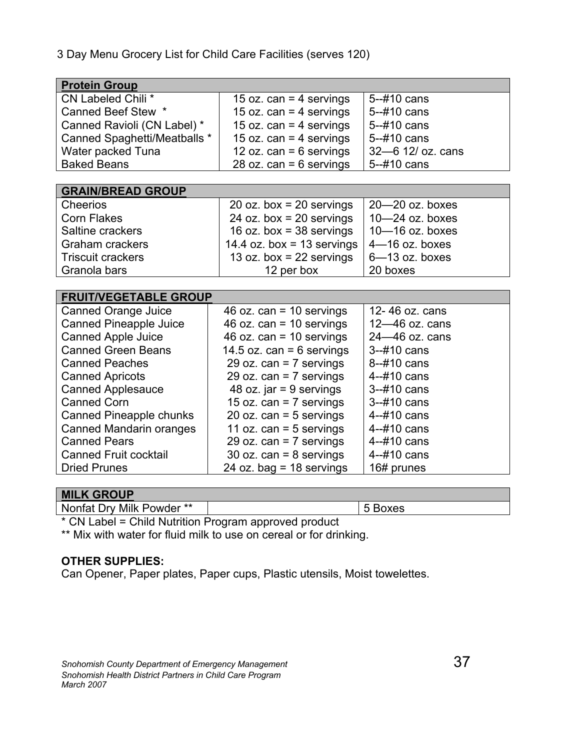3 Day Menu Grocery List for Child Care Facilities (serves 120)

| **Protein Group** | | |
|---|---|---|
| CN Labeled Chili * | 15 oz. can = 4 servings | 5--#10 cans |
| Canned Beef Stew * | 15 oz. can = 4 servings | 5--#10 cans |
| Canned Ravioli (CN Label) * | 15 oz. can = 4 servings | 5--#10 cans |
| Canned Spaghetti/Meatballs * | 15 oz. can = 4 servings | 5--#10 cans |
| Water packed Tuna | 12 oz. can = 6 servings | 32—6 12/ oz. cans |
| Baked Beans | 28 oz. can = 6 servings | 5--#10 cans |

| **GRAIN/BREAD GROUP** | | |
|---|---|---|
| Cheerios | 20 oz. box = 20 servings | 20—20 oz. boxes |
| Corn Flakes | 24 oz. box = 20 servings | 10—24 oz. boxes |
| Saltine crackers | 16 oz. box = 38 servings | 10—16 oz. boxes |
| Graham crackers | 14.4 oz. box = 13 servings | 4—16 oz. boxes |
| Triscuit crackers | 13 oz. box = 22 servings | 6—13 oz. boxes |
| Granola bars | 12 per box | 20 boxes |

| **FRUIT/VEGETABLE GROUP** | | |
|---|---|---|
| Canned Orange Juice | 46 oz. can = 10 servings | 12- 46 oz. cans |
| Canned Pineapple Juice | 46 oz. can = 10 servings | 12—46 oz. cans |
| Canned Apple Juice | 46 oz. can = 10 servings | 24—46 oz. cans |
| Canned Green Beans | 14.5 oz. can = 6 servings | 3--#10 cans |
| Canned Peaches | 29 oz. can = 7 servings | 8--#10 cans |
| Canned Apricots | 29 oz. can = 7 servings | 4--#10 cans |
| Canned Applesauce | 48 oz. jar = 9 servings | 3--#10 cans |
| Canned Corn | 15 oz. can = 7 servings | 3--#10 cans |
| Canned Pineapple chunks | 20 oz. can = 5 servings | 4--#10 cans |
| Canned Mandarin oranges | 11 oz. can = 5 servings | 4--#10 cans |
| Canned Pears | 29 oz. can = 7 servings | 4--#10 cans |
| Canned Fruit cocktail | 30 oz. can = 8 servings | 4--#10 cans |
| Dried Prunes | 24 oz. bag = 18 servings | 16# prunes |

| **MILK GROUP** | | |
|---|---|---|
| Nonfat Dry Milk Powder ** | | 5 Boxes |

\* CN Label = Child Nutrition Program approved product

** Mix with water for fluid milk to use on cereal or for drinking.

**OTHER SUPPLIES:**

Can Opener, Paper plates, Paper cups, Plastic utensils, Moist towelettes.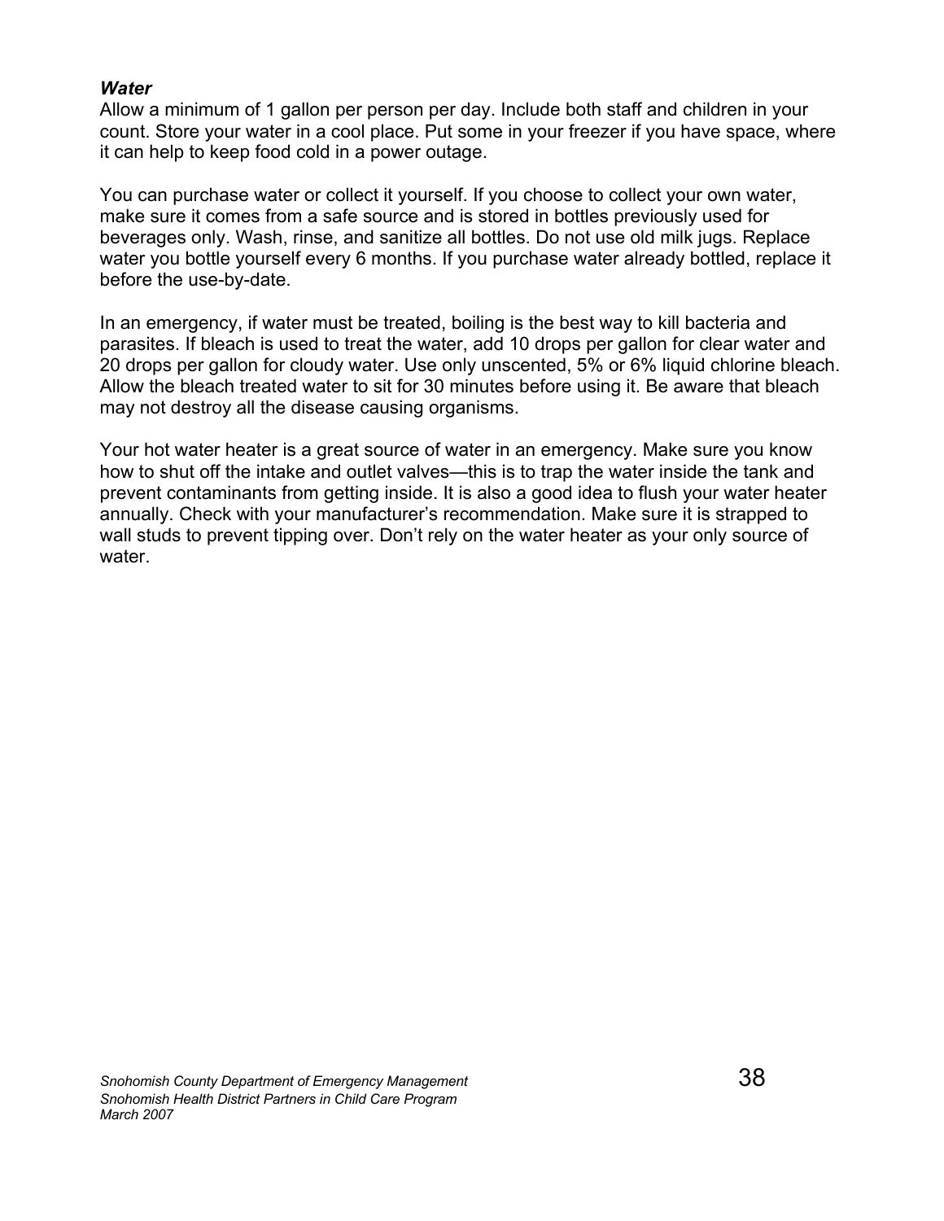***Water***

Allow a minimum of 1 gallon per person per day. Include both staff and children in your count. Store your water in a cool place. Put some in your freezer if you have space, where it can help to keep food cold in a power outage.

You can purchase water or collect it yourself. If you choose to collect your own water, make sure it comes from a safe source and is stored in bottles previously used for beverages only. Wash, rinse, and sanitize all bottles. Do not use old milk jugs. Replace water you bottle yourself every 6 months. If you purchase water already bottled, replace it before the use-by-date.

In an emergency, if water must be treated, boiling is the best way to kill bacteria and parasites. If bleach is used to treat the water, add 10 drops per gallon for clear water and 20 drops per gallon for cloudy water. Use only unscented, 5% or 6% liquid chlorine bleach. Allow the bleach treated water to sit for 30 minutes before using it. Be aware that bleach may not destroy all the disease causing organisms.

Your hot water heater is a great source of water in an emergency. Make sure you know how to shut off the intake and outlet valves—this is to trap the water inside the tank and prevent contaminants from getting inside. It is also a good idea to flush your water heater annually. Check with your manufacturer's recommendation. Make sure it is strapped to wall studs to prevent tipping over. Don't rely on the water heater as your only source of water.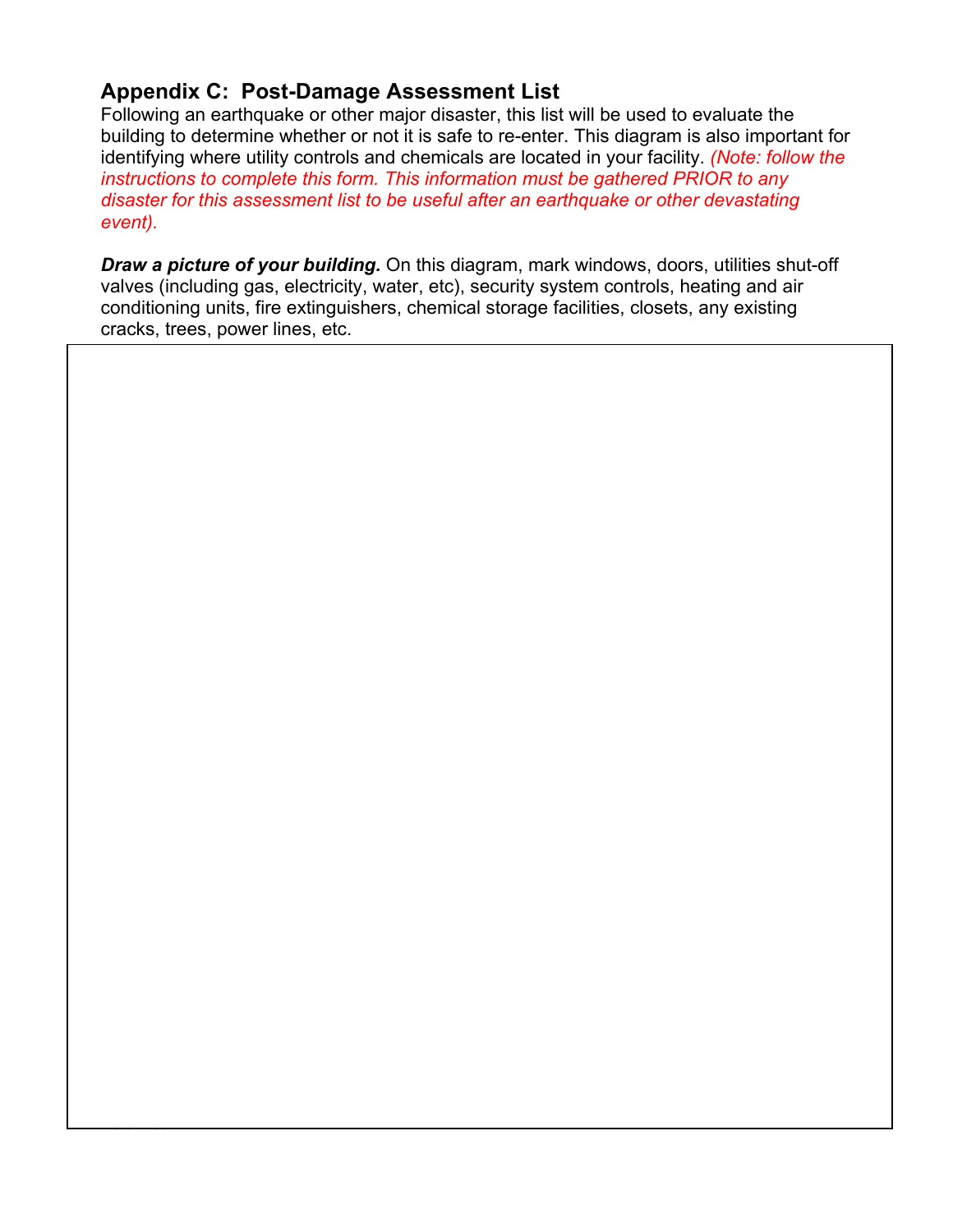## Appendix C: Post-Damage Assessment List

Following an earthquake or other major disaster, this list will be used to evaluate the building to determine whether or not it is safe to re-enter. This diagram is also important for identifying where utility controls and chemicals are located in your facility. *(Note: follow the instructions to complete this form. This information must be gathered PRIOR to any disaster for this assessment list to be useful after an earthquake or other devastating event).*

***Draw a picture of your building.*** On this diagram, mark windows, doors, utilities shut-off valves (including gas, electricity, water, etc), security system controls, heating and air conditioning units, fire extinguishers, chemical storage facilities, closets, any existing cracks, trees, power lines, etc.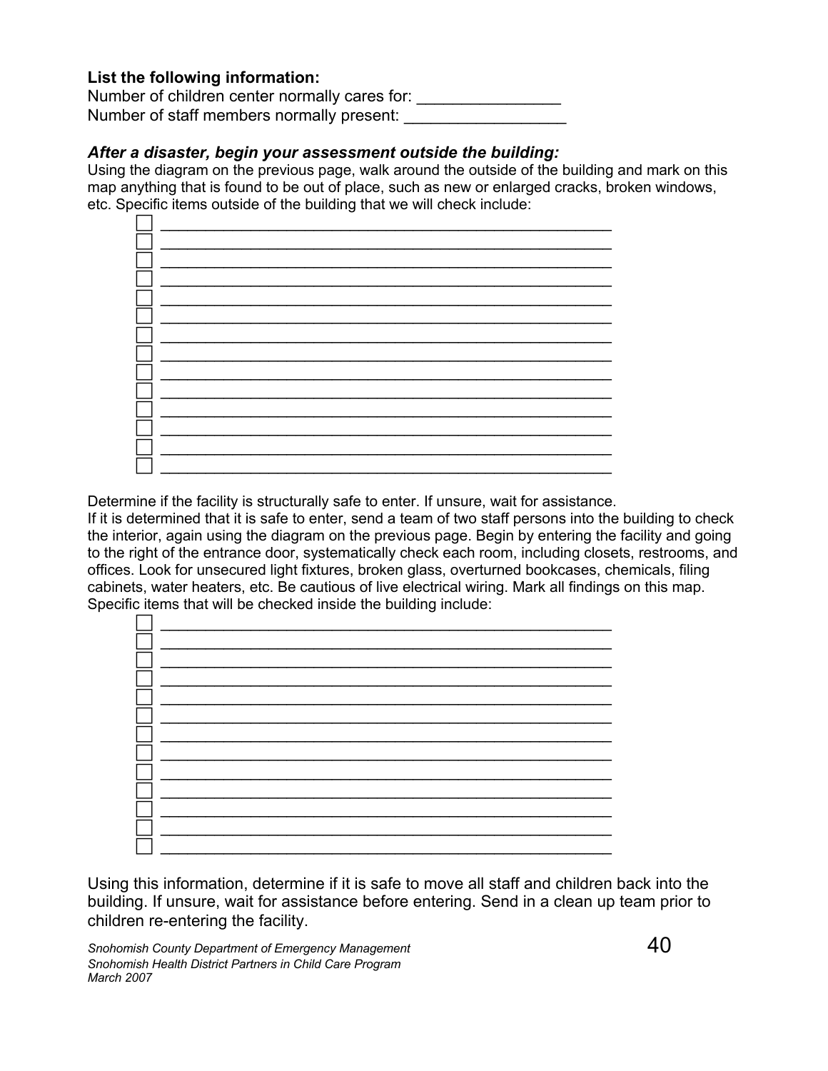**List the following information:**

Number of children center normally cares for: ________________

Number of staff members normally present: __________________

### *After a disaster, begin your assessment outside the building:*

Using the diagram on the previous page, walk around the outside of the building and mark on this map anything that is found to be out of place, such as new or enlarged cracks, broken windows, etc. Specific items outside of the building that we will check include:

- ☐ ________________________________________________________
- ☐ ________________________________________________________
- ☐ ________________________________________________________
- ☐ ________________________________________________________
- ☐ ________________________________________________________
- ☐ ________________________________________________________
- ☐ ________________________________________________________
- ☐ ________________________________________________________
- ☐ ________________________________________________________
- ☐ ________________________________________________________
- ☐ ________________________________________________________
- ☐ ________________________________________________________
- ☐ ________________________________________________________
- ☐ ________________________________________________________

Determine if the facility is structurally safe to enter. If unsure, wait for assistance.

If it is determined that it is safe to enter, send a team of two staff persons into the building to check the interior, again using the diagram on the previous page. Begin by entering the facility and going to the right of the entrance door, systematically check each room, including closets, restrooms, and offices. Look for unsecured light fixtures, broken glass, overturned bookcases, chemicals, filing cabinets, water heaters, etc. Be cautious of live electrical wiring. Mark all findings on this map. Specific items that will be checked inside the building include:

- ☐ ________________________________________________________
- ☐ ________________________________________________________
- ☐ ________________________________________________________
- ☐ ________________________________________________________
- ☐ ________________________________________________________
- ☐ ________________________________________________________
- ☐ ________________________________________________________
- ☐ ________________________________________________________
- ☐ ________________________________________________________
- ☐ ________________________________________________________
- ☐ ________________________________________________________
- ☐ ________________________________________________________
- ☐ ________________________________________________________

Using this information, determine if it is safe to move all staff and children back into the building. If unsure, wait for assistance before entering. Send in a clean up team prior to children re-entering the facility.

*Snohomish County Department of Emergency Management*
*Snohomish Health District Partners in Child Care Program*
*March 2007*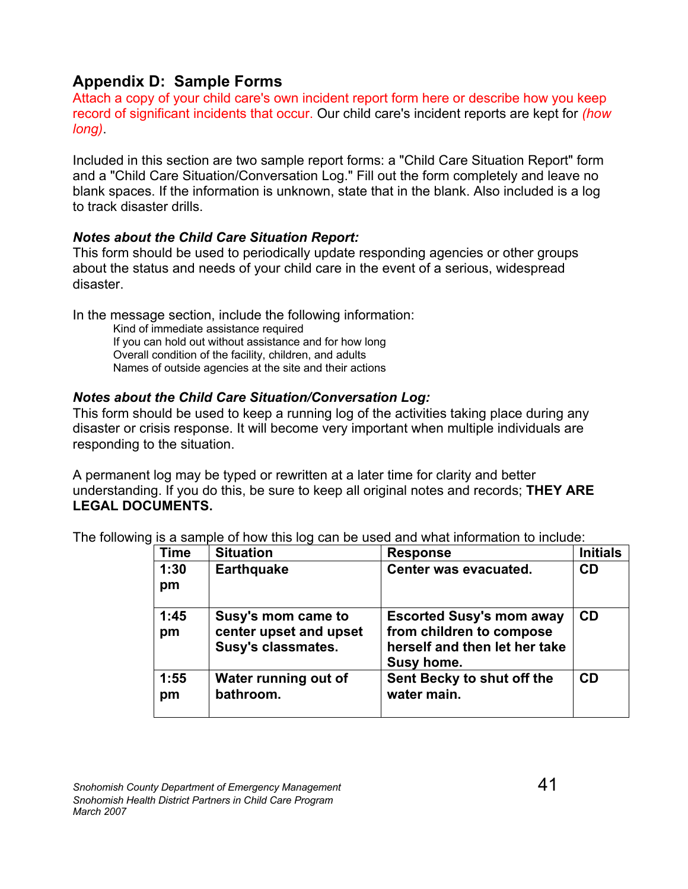## Appendix D: Sample Forms

Attach a copy of your child care's own incident report form here or describe how you keep record of significant incidents that occur. Our child care's incident reports are kept for *(how long)*.

Included in this section are two sample report forms: a "Child Care Situation Report" form and a "Child Care Situation/Conversation Log." Fill out the form completely and leave no blank spaces. If the information is unknown, state that in the blank. Also included is a log to track disaster drills.

***Notes about the Child Care Situation Report:***

This form should be used to periodically update responding agencies or other groups about the status and needs of your child care in the event of a serious, widespread disaster.

In the message section, include the following information:

- Kind of immediate assistance required
- If you can hold out without assistance and for how long
- Overall condition of the facility, children, and adults
- Names of outside agencies at the site and their actions

***Notes about the Child Care Situation/Conversation Log:***

This form should be used to keep a running log of the activities taking place during any disaster or crisis response. It will become very important when multiple individuals are responding to the situation.

A permanent log may be typed or rewritten at a later time for clarity and better understanding. If you do this, be sure to keep all original notes and records; **THEY ARE LEGAL DOCUMENTS.**

The following is a sample of how this log can be used and what information to include:

| Time | Situation | Response | Initials |
|---|---|---|---|
| **1:30 pm** | **Earthquake** | **Center was evacuated.** | **CD** |
| **1:45 pm** | **Susy's mom came to center upset and upset Susy's classmates.** | **Escorted Susy's mom away from children to compose herself and then let her take Susy home.** | **CD** |
| **1:55 pm** | **Water running out of bathroom.** | **Sent Becky to shut off the water main.** | **CD** |

*Snohomish County Department of Emergency Management*
*Snohomish Health District Partners in Child Care Program*
*March 2007*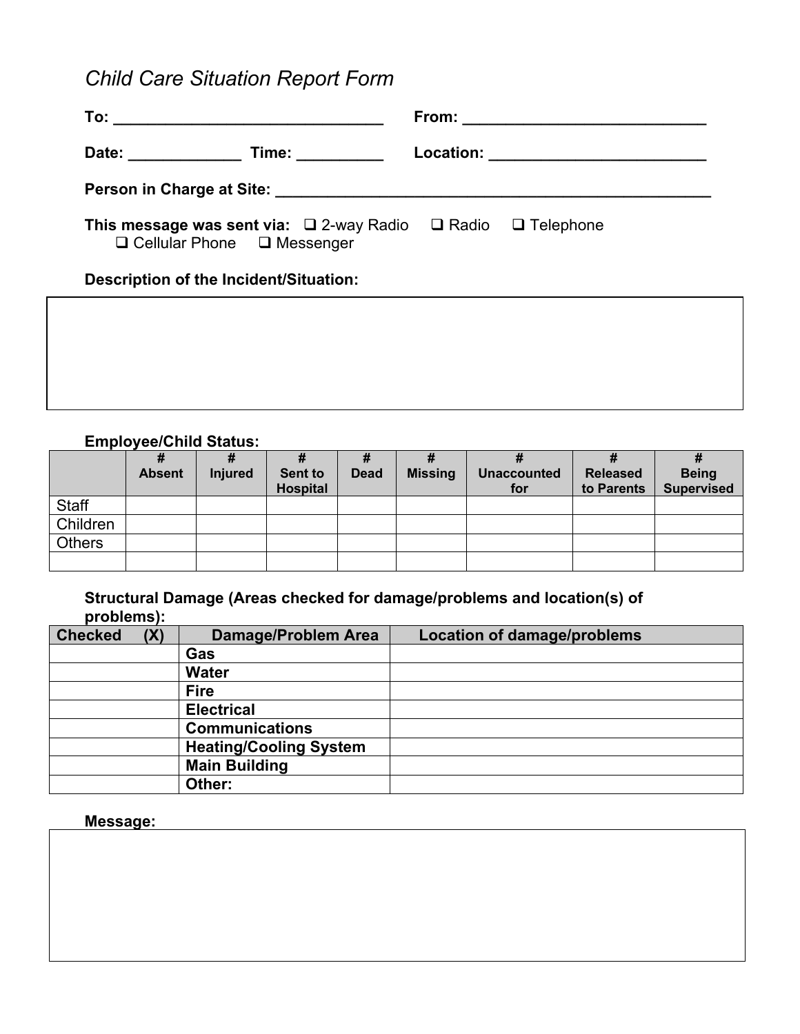# *Child Care Situation Report Form*

**To:** _______________________________ **From:** ____________________________

**Date:** _____________ **Time:** __________ **Location:** _________________________

**Person in Charge at Site:** ____________________________________________________

**This message was sent via:** ❑ 2-way Radio ❑ Radio ❑ Telephone ❑ Cellular Phone ❑ Messenger

**Description of the Incident/Situation:**

| |
|---|
| |

**Employee/Child Status:**

| | # Absent | # Injured | # Sent to Hospital | # Dead | # Missing | # Unaccounted for | # Released to Parents | # Being Supervised |
|---|---|---|---|---|---|---|---|---|
| Staff | | | | | | | | |
| Children | | | | | | | | |
| Others | | | | | | | | |
| | | | | | | | | |

**Structural Damage (Areas checked for damage/problems and location(s) of problems):**

| Checked (X) | Damage/Problem Area | Location of damage/problems |
|---|---|---|
| | **Gas** | |
| | **Water** | |
| | **Fire** | |
| | **Electrical** | |
| | **Communications** | |
| | **Heating/Cooling System** | |
| | **Main Building** | |
| | **Other:** | |

**Message:**

| |
|---|
| |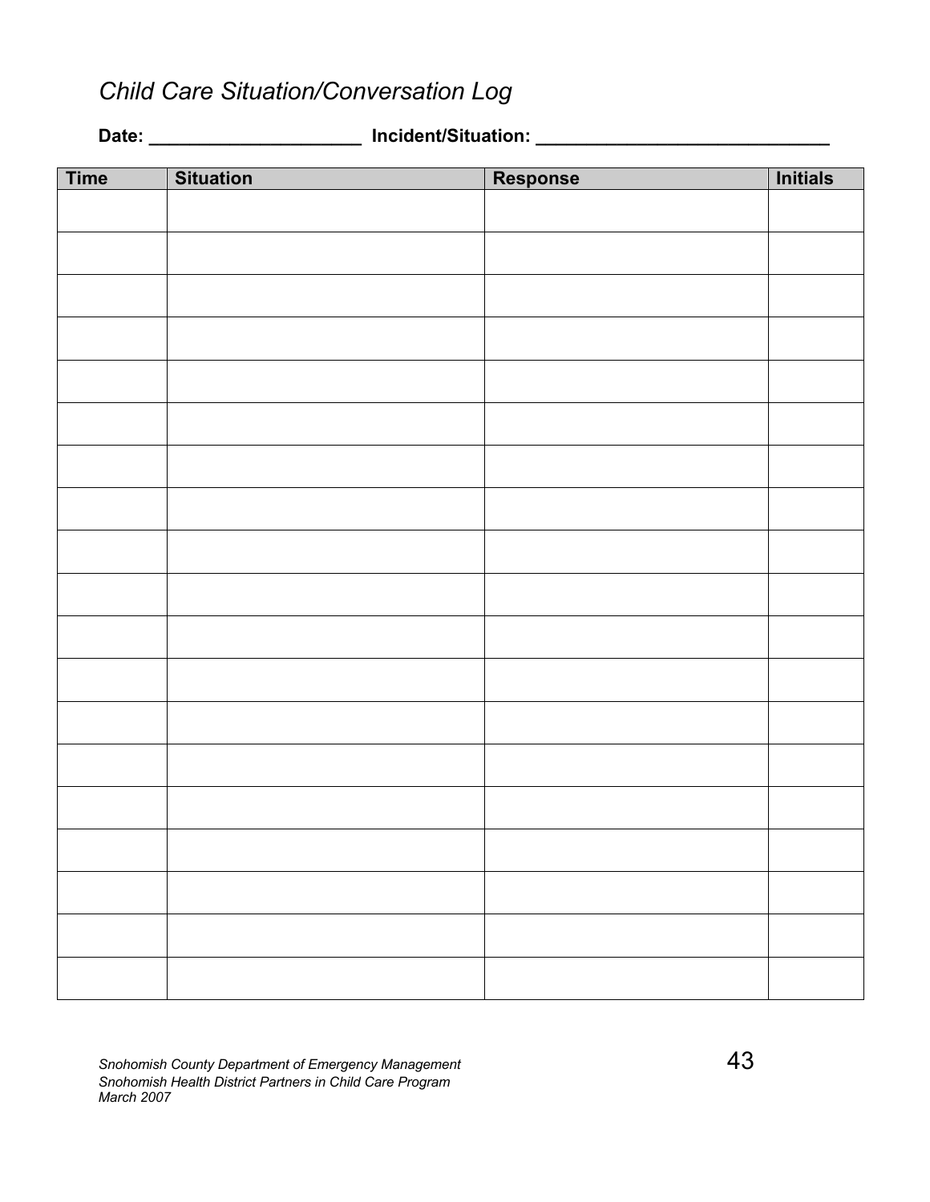*Child Care Situation/Conversation Log*

**Date: _____________________ Incident/Situation: ____________________________**

| Time | Situation | Response | Initials |
|---|---|---|---|
| | | | |
| | | | |
| | | | |
| | | | |
| | | | |
| | | | |
| | | | |
| | | | |
| | | | |
| | | | |
| | | | |
| | | | |
| | | | |
| | | | |
| | | | |
| | | | |
| | | | |
| | | | |
| | | | |

*Snohomish County Department of Emergency Management*
*Snohomish Health District Partners in Child Care Program*
*March 2007*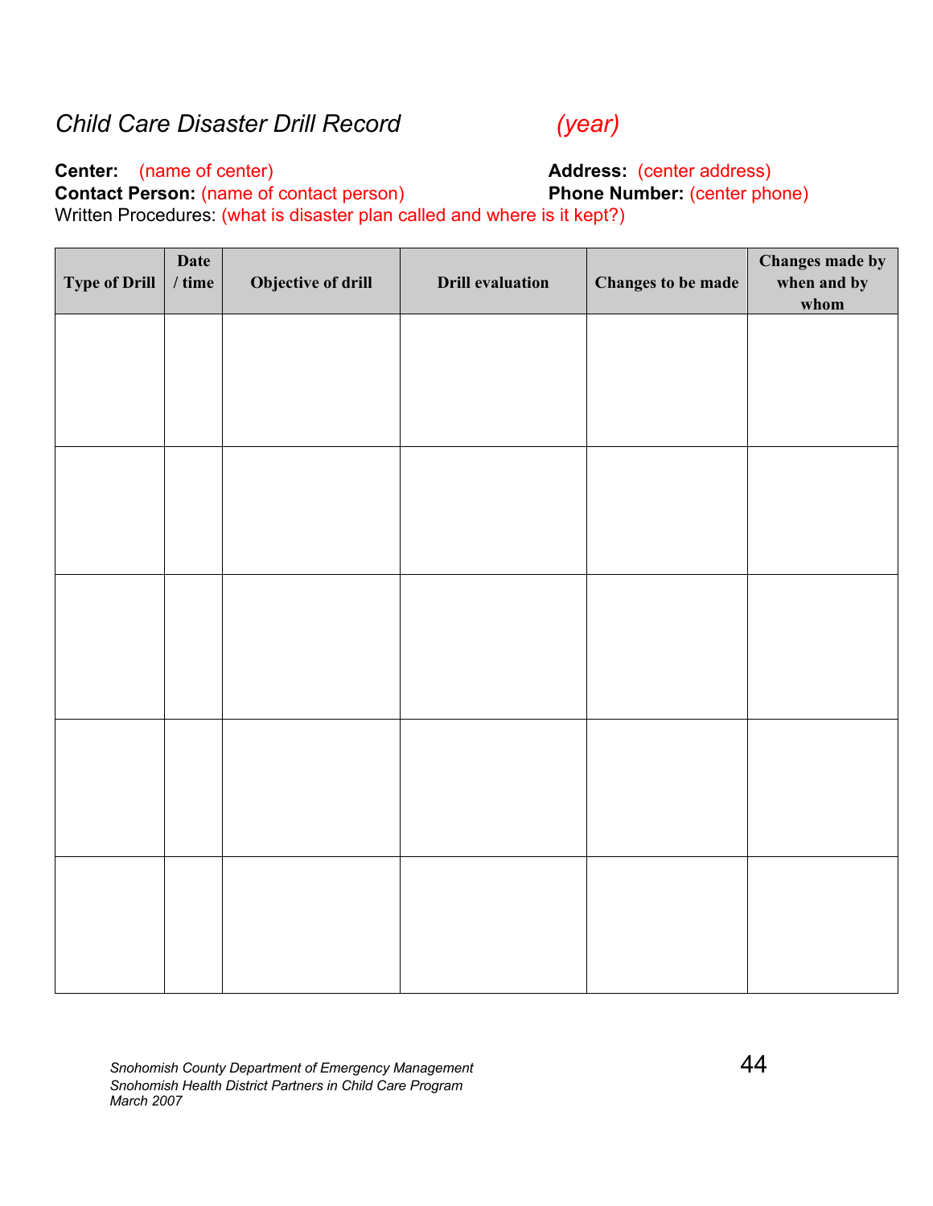# *Child Care Disaster Drill Record* *(year)*

**Center:** (name of center)
**Address:** (center address)
**Contact Person:** (name of contact person)
**Phone Number:** (center phone)
Written Procedures: (what is disaster plan called and where is it kept?)

| Type of Drill | Date / time | Objective of drill | Drill evaluation | Changes to be made | Changes made by when and by whom |
|---|---|---|---|---|---|
| | | | | | |
| | | | | | |
| | | | | | |
| | | | | | |
| | | | | | |

*Snohomish County Department of Emergency Management*
*Snohomish Health District Partners in Child Care Program*
*March 2007*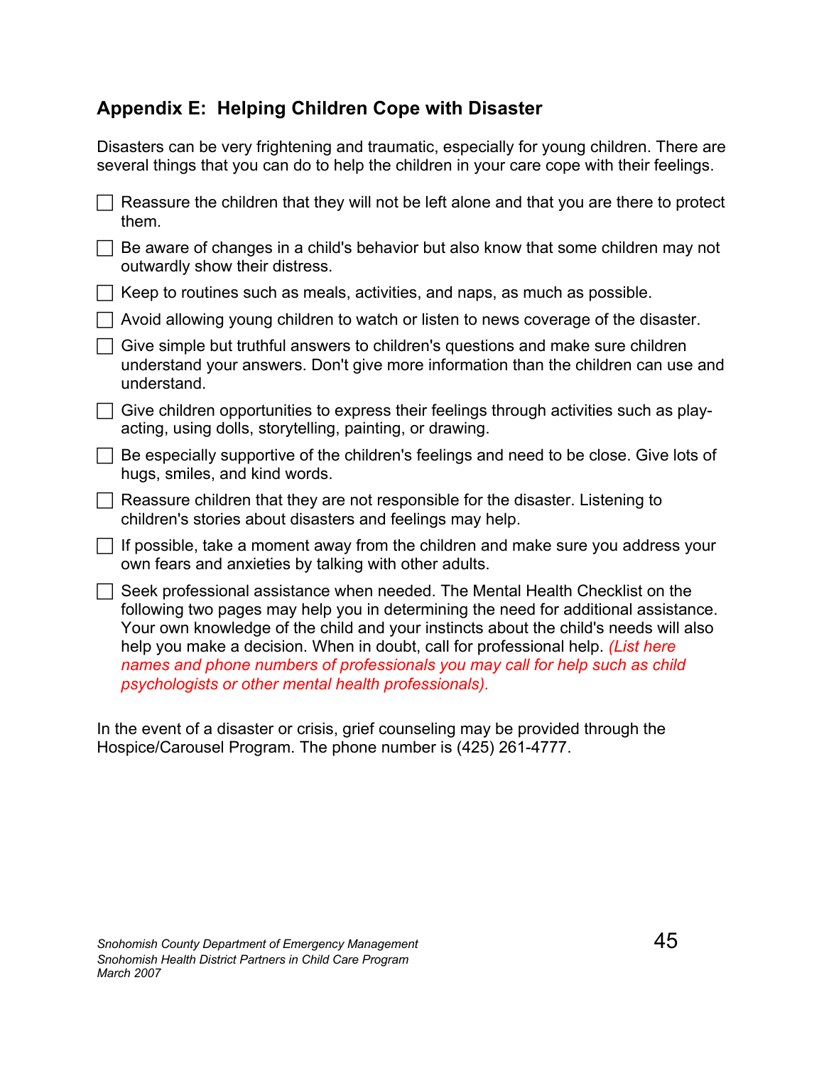## Appendix E: Helping Children Cope with Disaster

Disasters can be very frightening and traumatic, especially for young children. There are several things that you can do to help the children in your care cope with their feelings.

- ☐ Reassure the children that they will not be left alone and that you are there to protect them.
- ☐ Be aware of changes in a child's behavior but also know that some children may not outwardly show their distress.
- ☐ Keep to routines such as meals, activities, and naps, as much as possible.
- ☐ Avoid allowing young children to watch or listen to news coverage of the disaster.
- ☐ Give simple but truthful answers to children's questions and make sure children understand your answers. Don't give more information than the children can use and understand.
- ☐ Give children opportunities to express their feelings through activities such as play-acting, using dolls, storytelling, painting, or drawing.
- ☐ Be especially supportive of the children's feelings and need to be close. Give lots of hugs, smiles, and kind words.
- ☐ Reassure children that they are not responsible for the disaster. Listening to children's stories about disasters and feelings may help.
- ☐ If possible, take a moment away from the children and make sure you address your own fears and anxieties by talking with other adults.
- ☐ Seek professional assistance when needed. The Mental Health Checklist on the following two pages may help you in determining the need for additional assistance. Your own knowledge of the child and your instincts about the child's needs will also help you make a decision. When in doubt, call for professional help. *(List here names and phone numbers of professionals you may call for help such as child psychologists or other mental health professionals).*

In the event of a disaster or crisis, grief counseling may be provided through the Hospice/Carousel Program. The phone number is (425) 261-4777.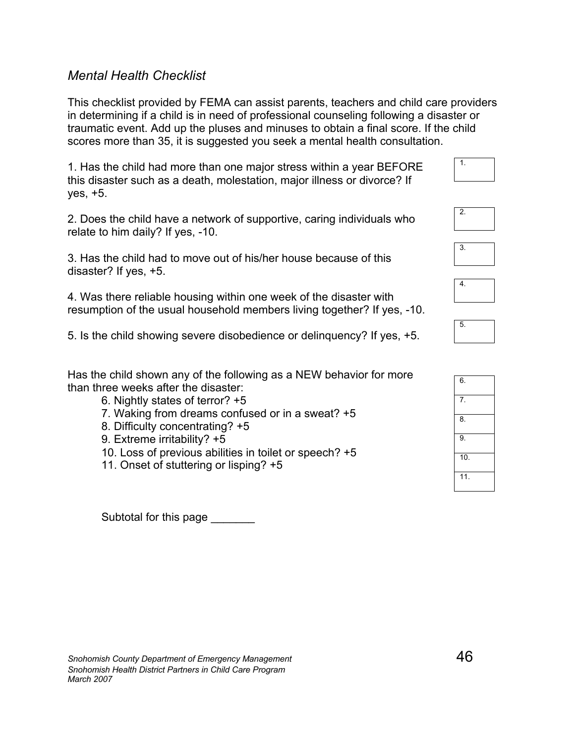*Mental Health Checklist*

This checklist provided by FEMA can assist parents, teachers and child care providers in determining if a child is in need of professional counseling following a disaster or traumatic event. Add up the pluses and minuses to obtain a final score. If the child scores more than 35, it is suggested you seek a mental health consultation.

1. Has the child had more than one major stress within a year BEFORE this disaster such as a death, molestation, major illness or divorce? If yes, +5.

2. Does the child have a network of supportive, caring individuals who relate to him daily? If yes, -10.

3. Has the child had to move out of his/her house because of this disaster? If yes, +5.

4. Was there reliable housing within one week of the disaster with resumption of the usual household members living together? If yes, -10.

5. Is the child showing severe disobedience or delinquency? If yes, +5.

| |
|---|
| 1. |
| 2. |
| 3. |
| 4. |
| 5. |

Has the child shown any of the following as a NEW behavior for more than three weeks after the disaster:

6. Nightly states of terror? +5
7. Waking from dreams confused or in a sweat? +5
8. Difficulty concentrating? +5
9. Extreme irritability? +5
10. Loss of previous abilities in toilet or speech? +5
11. Onset of stuttering or lisping? +5

| |
|---|
| 6. |
| 7. |
| 8. |
| 9. |
| 10. |
| 11. |

Subtotal for this page _______

*Snohomish County Department of Emergency Management*
*Snohomish Health District Partners in Child Care Program*
*March 2007*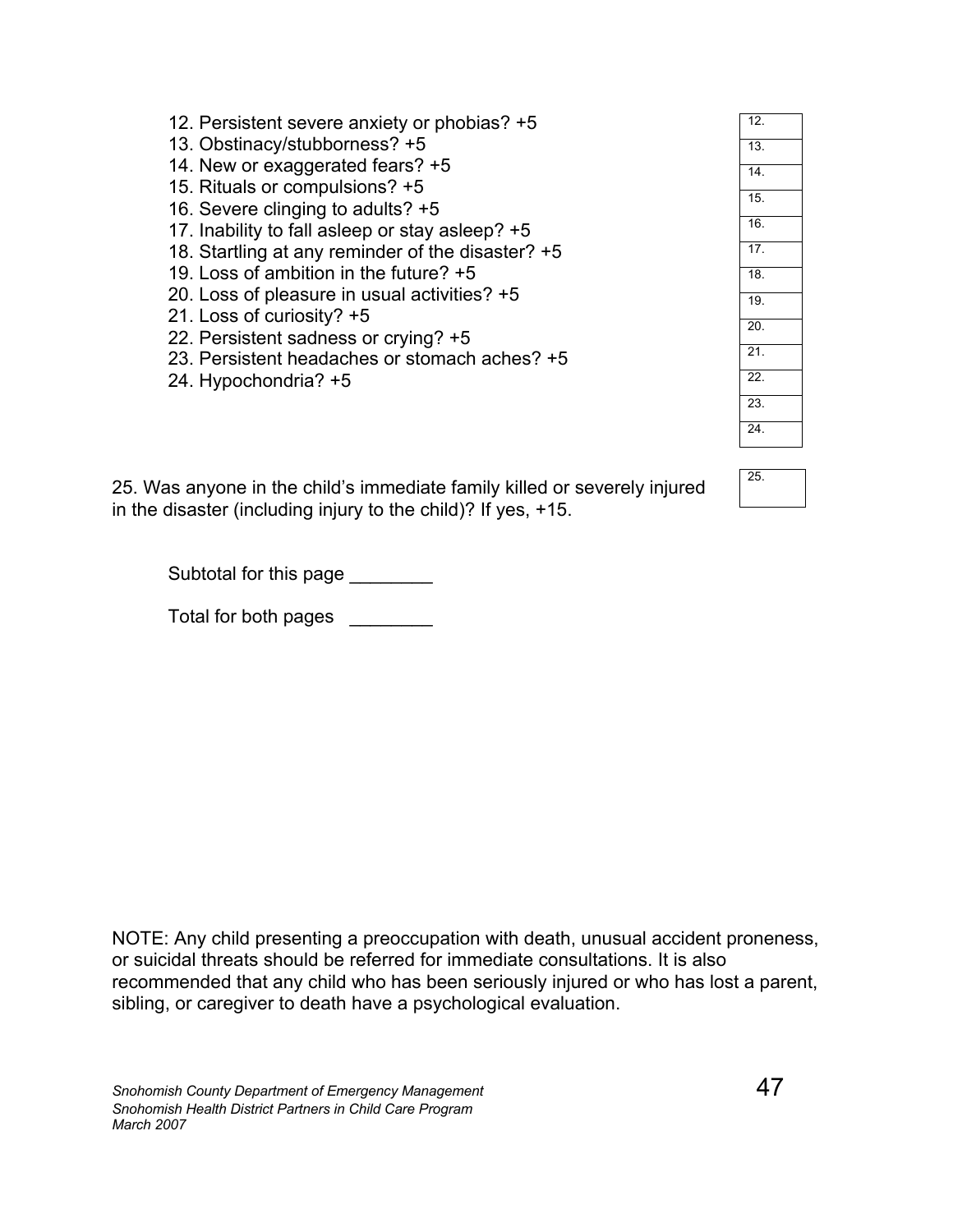12. Persistent severe anxiety or phobias? +5
13. Obstinacy/stubborness? +5
14. New or exaggerated fears? +5
15. Rituals or compulsions? +5
16. Severe clinging to adults? +5
17. Inability to fall asleep or stay asleep? +5
18. Startling at any reminder of the disaster? +5
19. Loss of ambition in the future? +5
20. Loss of pleasure in usual activities? +5
21. Loss of curiosity? +5
22. Persistent sadness or crying? +5
23. Persistent headaches or stomach aches? +5
24. Hypochondria? +5

| |
|---|
| 12. |
| 13. |
| 14. |
| 15. |
| 16. |
| 17. |
| 18. |
| 19. |
| 20. |
| 21. |
| 22. |
| 23. |
| 24. |

25. Was anyone in the child's immediate family killed or severely injured in the disaster (including injury to the child)? If yes, +15.

| |
|---|
| 25. |

Subtotal for this page ________

Total for both pages ________

NOTE: Any child presenting a preoccupation with death, unusual accident proneness, or suicidal threats should be referred for immediate consultations. It is also recommended that any child who has been seriously injured or who has lost a parent, sibling, or caregiver to death have a psychological evaluation.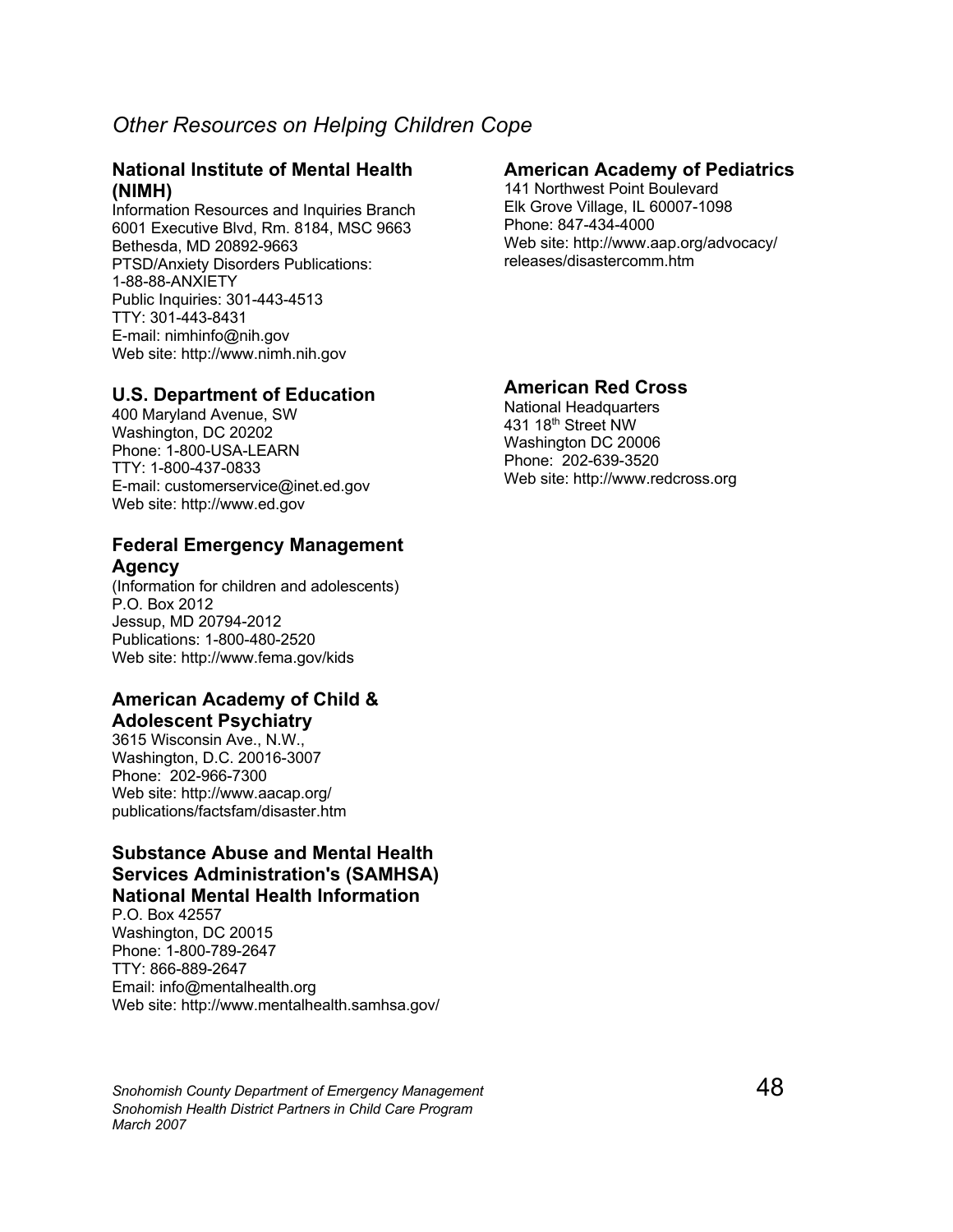## *Other Resources on Helping Children Cope*

### National Institute of Mental Health (NIMH)

Information Resources and Inquiries Branch
6001 Executive Blvd, Rm. 8184, MSC 9663
Bethesda, MD 20892-9663
PTSD/Anxiety Disorders Publications:
1-88-88-ANXIETY
Public Inquiries: 301-443-4513
TTY: 301-443-8431
E-mail: nimhinfo@nih.gov
Web site: http://www.nimh.nih.gov

### U.S. Department of Education

400 Maryland Avenue, SW
Washington, DC 20202
Phone: 1-800-USA-LEARN
TTY: 1-800-437-0833
E-mail: customerservice@inet.ed.gov
Web site: http://www.ed.gov

### Federal Emergency Management Agency

(Information for children and adolescents)
P.O. Box 2012
Jessup, MD 20794-2012
Publications: 1-800-480-2520
Web site: http://www.fema.gov/kids

### American Academy of Child & Adolescent Psychiatry

3615 Wisconsin Ave., N.W.,
Washington, D.C. 20016-3007
Phone: 202-966-7300
Web site: http://www.aacap.org/publications/factsfam/disaster.htm

### Substance Abuse and Mental Health Services Administration's (SAMHSA) National Mental Health Information

P.O. Box 42557
Washington, DC 20015
Phone: 1-800-789-2647
TTY: 866-889-2647
Email: info@mentalhealth.org
Web site: http://www.mentalhealth.samhsa.gov/

### American Academy of Pediatrics

141 Northwest Point Boulevard
Elk Grove Village, IL 60007-1098
Phone: 847-434-4000
Web site: http://www.aap.org/advocacy/releases/disastercomm.htm

### American Red Cross

National Headquarters
431 18th Street NW
Washington DC 20006
Phone: 202-639-3520
Web site: http://www.redcross.org